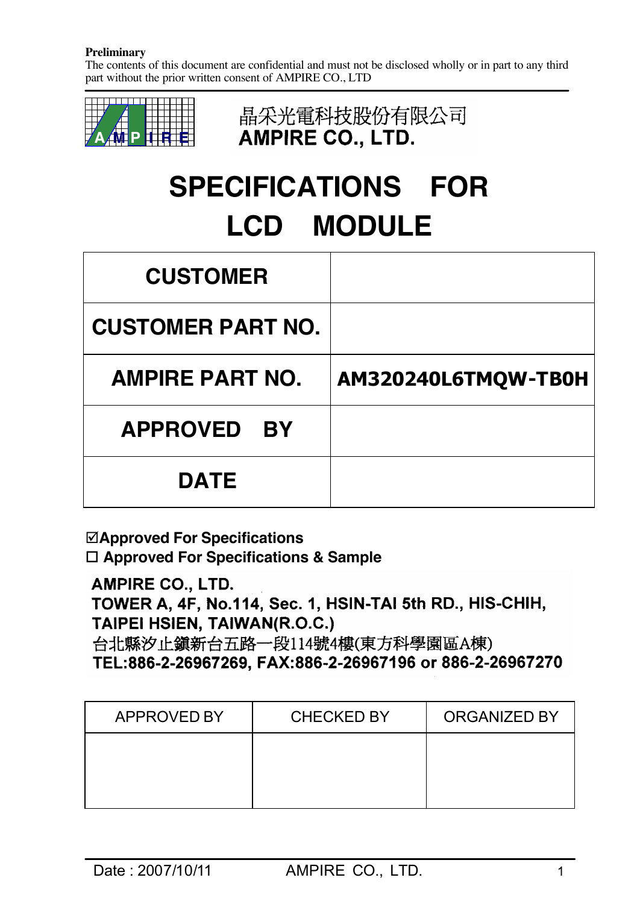**Preliminary**
The contents of this document are confidential and must not be disclosed wholly or in part to any third part without the prior written consent of AMPIRE CO., LTD

晶采光電科技股份有限公司
**AMPIRE CO., LTD.**

# SPECIFICATIONS FOR LCD MODULE

| | |
|---|---|
| **CUSTOMER** | |
| **CUSTOMER PART NO.** | |
| **AMPIRE PART NO.** | **AM320240L6TMQW-TB0H** |
| **APPROVED BY** | |
| **DATE** | |

☑**Approved For Specifications**
☐ **Approved For Specifications & Sample**

**AMPIRE CO., LTD.**
**TOWER A, 4F, No.114, Sec. 1, HSIN-TAI 5th RD., HIS-CHIH, TAIPEI HSIEN, TAIWAN(R.O.C.)**
**台北縣汐止鎮新台五路一段114號4樓(東方科學園區A棟)**
**TEL:886-2-26967269, FAX:886-2-26967196 or 886-2-26967270**

| APPROVED BY | CHECKED BY | ORGANIZED BY |
|---|---|---|
| | | |

Date : 2007/10/11 AMPIRE CO., LTD.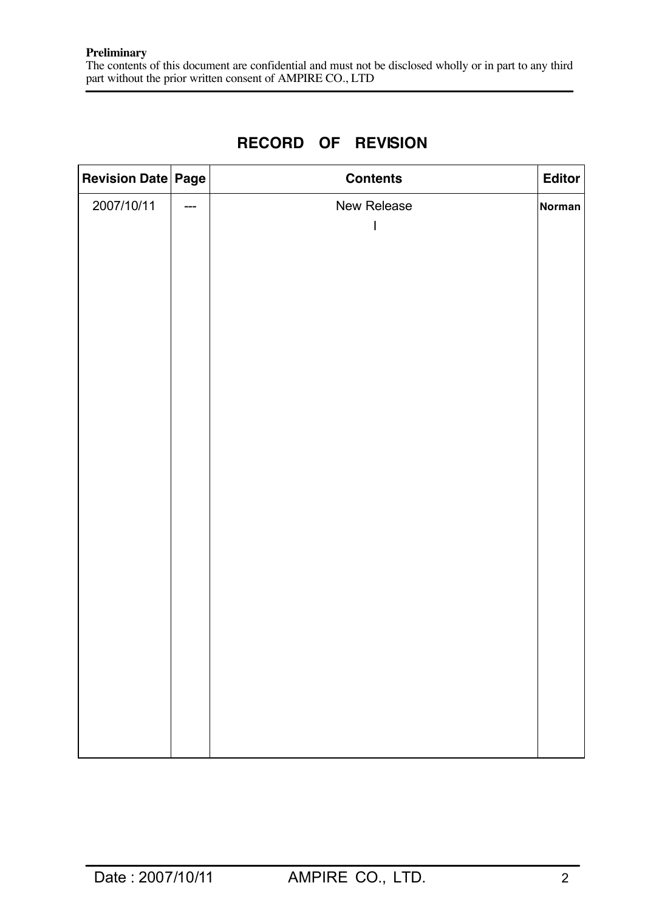**Preliminary**
The contents of this document are confidential and must not be disclosed wholly or in part to any third part without the prior written consent of AMPIRE CO., LTD

## RECORD OF REVISION

| Revision Date | Page | Contents | Editor |
|---|---|---|---|
| 2007/10/11 | --- | New Release<br>l | Norman |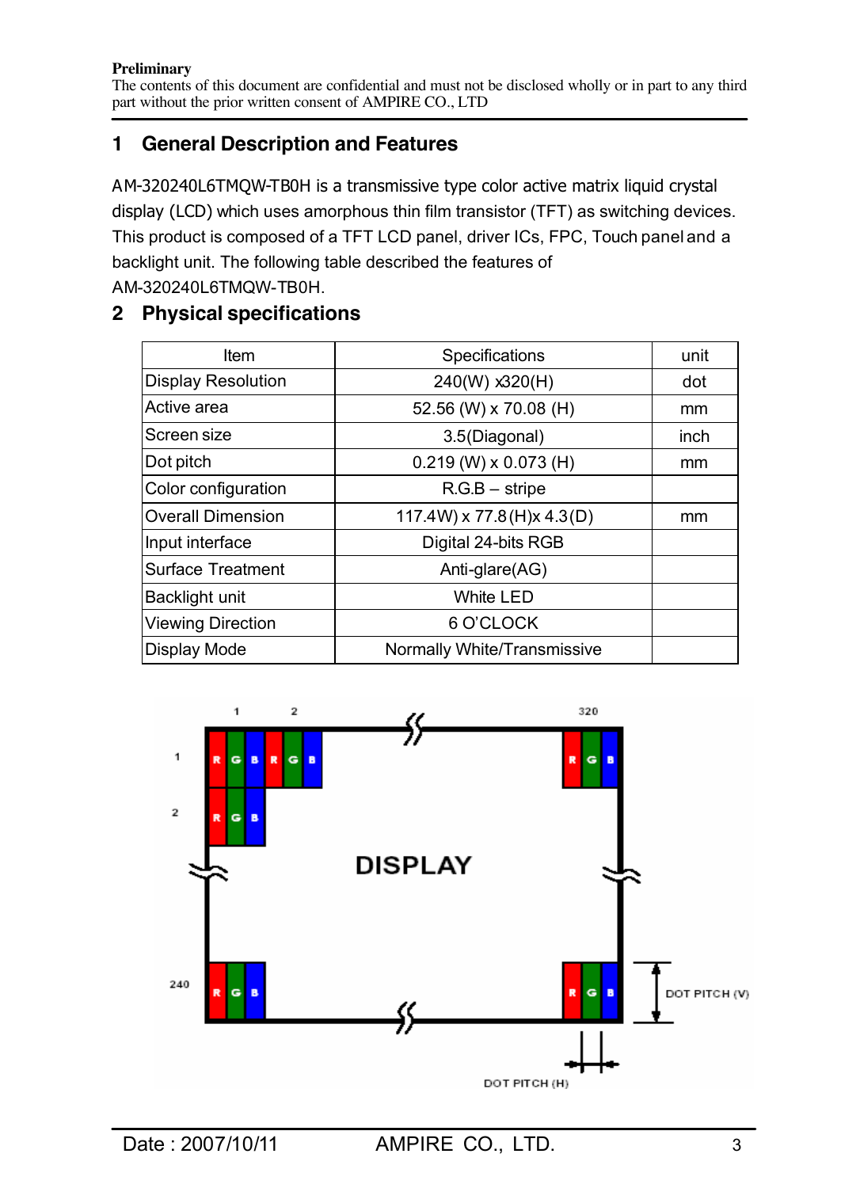**Preliminary**
The contents of this document are confidential and must not be disclosed wholly or in part to any third part without the prior written consent of AMPIRE CO., LTD

# 1 General Description and Features

AM-320240L6TMQW-TB0H is a transmissive type color active matrix liquid crystal display (LCD) which uses amorphous thin film transistor (TFT) as switching devices. This product is composed of a TFT LCD panel, driver ICs, FPC, Touch panel and a backlight unit. The following table described the features of AM-320240L6TMQW-TB0H.

# 2 Physical specifications

| Item | Specifications | unit |
|---|---|---|
| Display Resolution | 240(W) x320(H) | dot |
| Active area | 52.56 (W) x 70.08 (H) | mm |
| Screen size | 3.5(Diagonal) | inch |
| Dot pitch | 0.219 (W) x 0.073 (H) | mm |
| Color configuration | R.G.B – stripe | |
| Overall Dimension | 117.4W) x 77.8(H)x 4.3(D) | mm |
| Input interface | Digital 24-bits RGB | |
| Surface Treatment | Anti-glare(AG) | |
| Backlight unit | White LED | |
| Viewing Direction | 6 O'CLOCK | |
| Display Mode | Normally White/Transmissive | |

1 2 320

1 R G B R G B ... R G B

2 R G B

DISPLAY

240 R G B ... R G B

DOT PITCH (V)

DOT PITCH (H)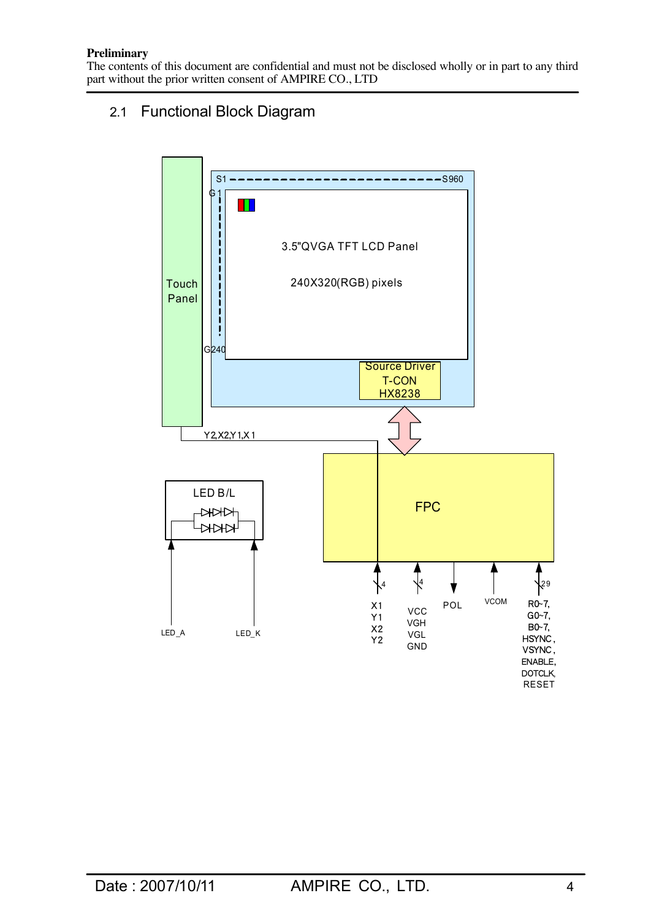**Preliminary**
The contents of this document are confidential and must not be disclosed wholly or in part to any third part without the prior written consent of AMPIRE CO., LTD

## 2.1 Functional Block Diagram

S1 S960
G1
G240

3.5"QVGA TFT LCD Panel

240X320(RGB) pixels

Touch Panel

Source Driver
T-CON
HX8238

Y2,X2,Y1,X1

LED B/L

FPC

LED_A LED_K

X1 Y1 X2 Y2 (4)

VCC VGH VGL GND (4)

POL

VCOM

R0~7, G0~7, B0~7, HSYNC, VSYNC, ENABLE, DOTCLK, RESET (29)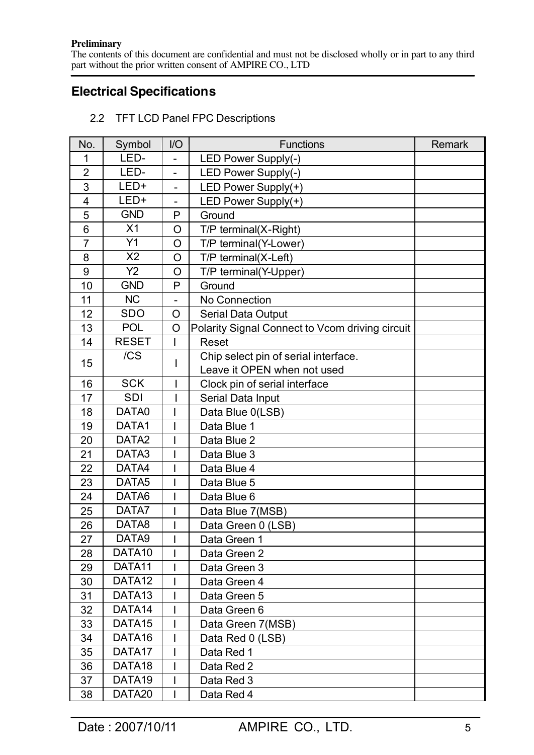**Preliminary**
The contents of this document are confidential and must not be disclosed wholly or in part to any third part without the prior written consent of AMPIRE CO., LTD

## Electrical Specifications

### 2.2 TFT LCD Panel FPC Descriptions

| No. | Symbol | I/O | Functions | Remark |
|---|---|---|---|---|
| 1 | LED- | - | LED Power Supply(-) | |
| 2 | LED- | - | LED Power Supply(-) | |
| 3 | LED+ | - | LED Power Supply(+) | |
| 4 | LED+ | - | LED Power Supply(+) | |
| 5 | GND | P | Ground | |
| 6 | X1 | O | T/P terminal(X-Right) | |
| 7 | Y1 | O | T/P terminal(Y-Lower) | |
| 8 | X2 | O | T/P terminal(X-Left) | |
| 9 | Y2 | O | T/P terminal(Y-Upper) | |
| 10 | GND | P | Ground | |
| 11 | NC | - | No Connection | |
| 12 | SDO | O | Serial Data Output | |
| 13 | POL | O | Polarity Signal Connect to Vcom driving circuit | |
| 14 | RESET | I | Reset | |
| 15 | /CS | I | Chip select pin of serial interface. Leave it OPEN when not used | |
| 16 | SCK | I | Clock pin of serial interface | |
| 17 | SDI | I | Serial Data Input | |
| 18 | DATA0 | I | Data Blue 0(LSB) | |
| 19 | DATA1 | I | Data Blue 1 | |
| 20 | DATA2 | I | Data Blue 2 | |
| 21 | DATA3 | I | Data Blue 3 | |
| 22 | DATA4 | I | Data Blue 4 | |
| 23 | DATA5 | I | Data Blue 5 | |
| 24 | DATA6 | I | Data Blue 6 | |
| 25 | DATA7 | I | Data Blue 7(MSB) | |
| 26 | DATA8 | I | Data Green 0 (LSB) | |
| 27 | DATA9 | I | Data Green 1 | |
| 28 | DATA10 | I | Data Green 2 | |
| 29 | DATA11 | I | Data Green 3 | |
| 30 | DATA12 | I | Data Green 4 | |
| 31 | DATA13 | I | Data Green 5 | |
| 32 | DATA14 | I | Data Green 6 | |
| 33 | DATA15 | I | Data Green 7(MSB) | |
| 34 | DATA16 | I | Data Red 0 (LSB) | |
| 35 | DATA17 | I | Data Red 1 | |
| 36 | DATA18 | I | Data Red 2 | |
| 37 | DATA19 | I | Data Red 3 | |
| 38 | DATA20 | I | Data Red 4 | |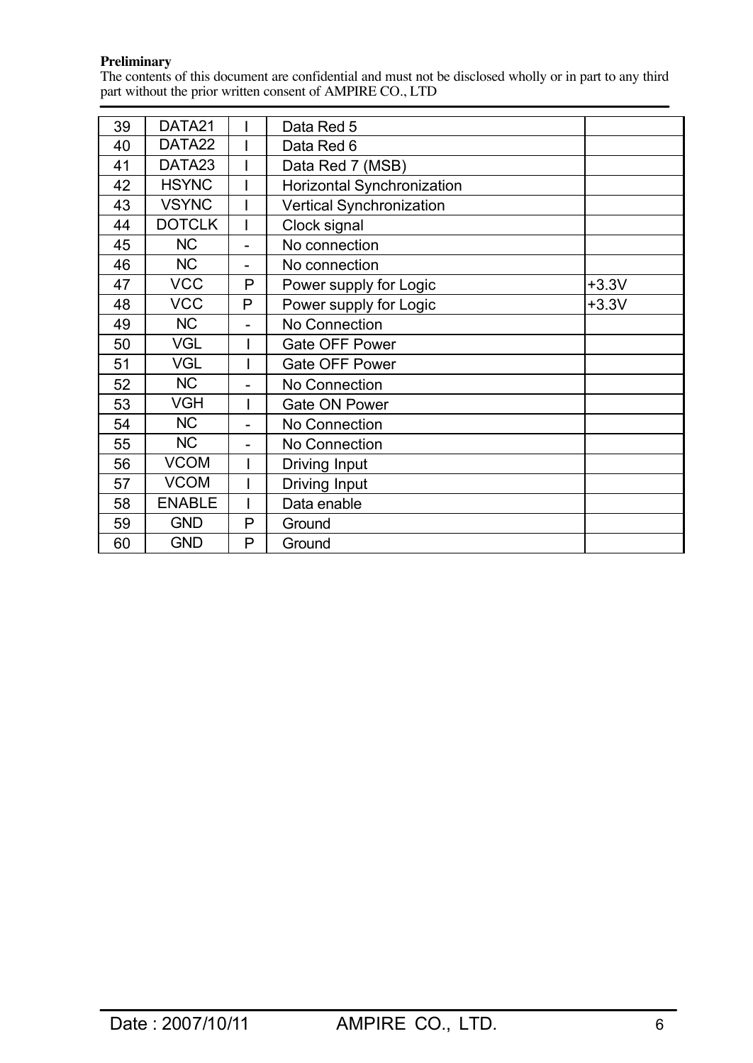**Preliminary**
The contents of this document are confidential and must not be disclosed wholly or in part to any third part without the prior written consent of AMPIRE CO., LTD

| | | | | |
|---|---|---|---|---|
| 39 | DATA21 | I | Data Red 5 | |
| 40 | DATA22 | I | Data Red 6 | |
| 41 | DATA23 | I | Data Red 7 (MSB) | |
| 42 | HSYNC | I | Horizontal Synchronization | |
| 43 | VSYNC | I | Vertical Synchronization | |
| 44 | DOTCLK | I | Clock signal | |
| 45 | NC | - | No connection | |
| 46 | NC | - | No connection | |
| 47 | VCC | P | Power supply for Logic | +3.3V |
| 48 | VCC | P | Power supply for Logic | +3.3V |
| 49 | NC | - | No Connection | |
| 50 | VGL | I | Gate OFF Power | |
| 51 | VGL | I | Gate OFF Power | |
| 52 | NC | - | No Connection | |
| 53 | VGH | I | Gate ON Power | |
| 54 | NC | - | No Connection | |
| 55 | NC | - | No Connection | |
| 56 | VCOM | I | Driving Input | |
| 57 | VCOM | I | Driving Input | |
| 58 | ENABLE | I | Data enable | |
| 59 | GND | P | Ground | |
| 60 | GND | P | Ground | |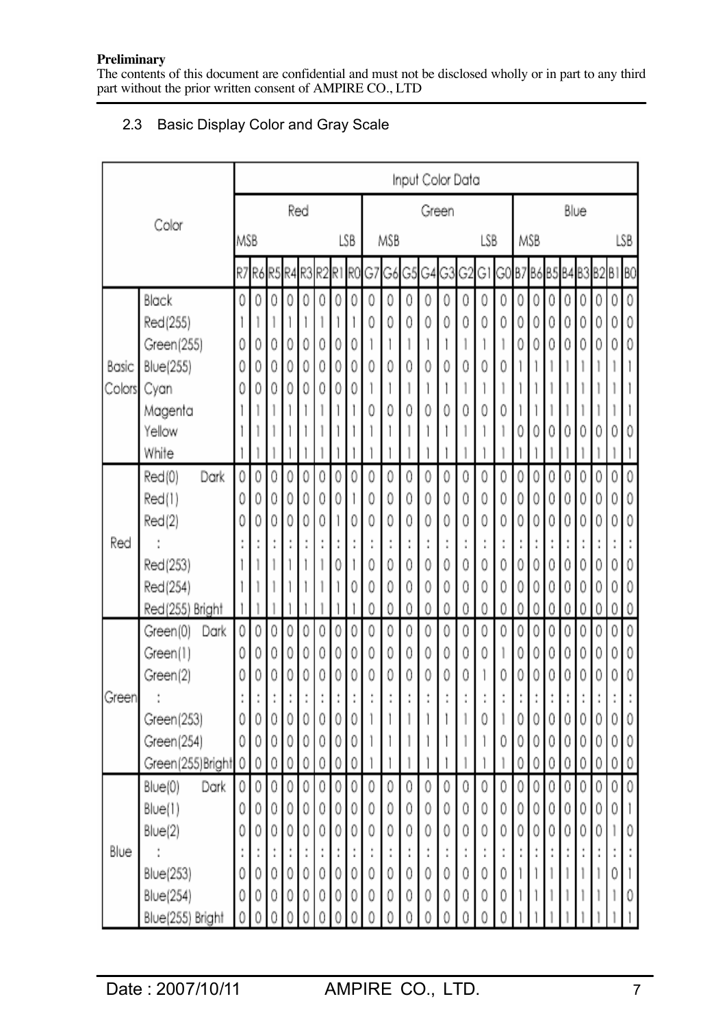**Preliminary**
The contents of this document are confidential and must not be disclosed wholly or in part to any third part without the prior written consent of AMPIRE CO., LTD

## 2.3 Basic Display Color and Gray Scale

| Color | | Input Color Data | | | | | | | | | | | | | | | | | | | | | | | |
|---|---|---|---|---|---|---|---|---|---|---|---|---|---|---|---|---|---|---|---|---|---|---|---|---|---|
| | | Red | | | | | | | | Green | | | | | | | | Blue | | | | | | | |
| | | MSB | | | | | | | LSB | MSB | | | | | | | LSB | MSB | | | | | | | LSB |
| | | R7 | R6 | R5 | R4 | R3 | R2 | R1 | R0 | G7 | G6 | G5 | G4 | G3 | G2 | G1 | G0 | B7 | B6 | B5 | B4 | B3 | B2 | B1 | B0 |
| Basic Colors | Black | 0 | 0 | 0 | 0 | 0 | 0 | 0 | 0 | 0 | 0 | 0 | 0 | 0 | 0 | 0 | 0 | 0 | 0 | 0 | 0 | 0 | 0 | 0 | 0 |
| | Red(255) | 1 | 1 | 1 | 1 | 1 | 1 | 1 | 1 | 0 | 0 | 0 | 0 | 0 | 0 | 0 | 0 | 0 | 0 | 0 | 0 | 0 | 0 | 0 | 0 |
| | Green(255) | 0 | 0 | 0 | 0 | 0 | 0 | 0 | 0 | 1 | 1 | 1 | 1 | 1 | 1 | 1 | 1 | 0 | 0 | 0 | 0 | 0 | 0 | 0 | 0 |
| | Blue(255) | 0 | 0 | 0 | 0 | 0 | 0 | 0 | 0 | 0 | 0 | 0 | 0 | 0 | 0 | 0 | 0 | 1 | 1 | 1 | 1 | 1 | 1 | 1 | 1 |
| | Cyan | 0 | 0 | 0 | 0 | 0 | 0 | 0 | 0 | 1 | 1 | 1 | 1 | 1 | 1 | 1 | 1 | 1 | 1 | 1 | 1 | 1 | 1 | 1 | 1 |
| | Magenta | 1 | 1 | 1 | 1 | 1 | 1 | 1 | 1 | 0 | 0 | 0 | 0 | 0 | 0 | 0 | 0 | 1 | 1 | 1 | 1 | 1 | 1 | 1 | 1 |
| | Yellow | 1 | 1 | 1 | 1 | 1 | 1 | 1 | 1 | 1 | 1 | 1 | 1 | 1 | 1 | 1 | 1 | 0 | 0 | 0 | 0 | 0 | 0 | 0 | 0 |
| | White | 1 | 1 | 1 | 1 | 1 | 1 | 1 | 1 | 1 | 1 | 1 | 1 | 1 | 1 | 1 | 1 | 1 | 1 | 1 | 1 | 1 | 1 | 1 | 1 |
| Red | Red(0) Dark | 0 | 0 | 0 | 0 | 0 | 0 | 0 | 0 | 0 | 0 | 0 | 0 | 0 | 0 | 0 | 0 | 0 | 0 | 0 | 0 | 0 | 0 | 0 | 0 |
| | Red(1) | 0 | 0 | 0 | 0 | 0 | 0 | 0 | 1 | 0 | 0 | 0 | 0 | 0 | 0 | 0 | 0 | 0 | 0 | 0 | 0 | 0 | 0 | 0 | 0 |
| | Red(2) | 0 | 0 | 0 | 0 | 0 | 0 | 1 | 0 | 0 | 0 | 0 | 0 | 0 | 0 | 0 | 0 | 0 | 0 | 0 | 0 | 0 | 0 | 0 | 0 |
| | : | : | : | : | : | : | : | : | : | : | : | : | : | : | : | : | : | : | : | : | : | : | : | : | : |
| | Red(253) | 1 | 1 | 1 | 1 | 1 | 1 | 0 | 1 | 0 | 0 | 0 | 0 | 0 | 0 | 0 | 0 | 0 | 0 | 0 | 0 | 0 | 0 | 0 | 0 |
| | Red(254) | 1 | 1 | 1 | 1 | 1 | 1 | 1 | 0 | 0 | 0 | 0 | 0 | 0 | 0 | 0 | 0 | 0 | 0 | 0 | 0 | 0 | 0 | 0 | 0 |
| | Red(255) Bright | 1 | 1 | 1 | 1 | 1 | 1 | 1 | 1 | 0 | 0 | 0 | 0 | 0 | 0 | 0 | 0 | 0 | 0 | 0 | 0 | 0 | 0 | 0 | 0 |
| Green | Green(0) Dark | 0 | 0 | 0 | 0 | 0 | 0 | 0 | 0 | 0 | 0 | 0 | 0 | 0 | 0 | 0 | 0 | 0 | 0 | 0 | 0 | 0 | 0 | 0 | 0 |
| | Green(1) | 0 | 0 | 0 | 0 | 0 | 0 | 0 | 0 | 0 | 0 | 0 | 0 | 0 | 0 | 0 | 1 | 0 | 0 | 0 | 0 | 0 | 0 | 0 | 0 |
| | Green(2) | 0 | 0 | 0 | 0 | 0 | 0 | 0 | 0 | 0 | 0 | 0 | 0 | 0 | 0 | 1 | 0 | 0 | 0 | 0 | 0 | 0 | 0 | 0 | 0 |
| | : | : | : | : | : | : | : | : | : | : | : | : | : | : | : | : | : | : | : | : | : | : | : | : | : |
| | Green(253) | 0 | 0 | 0 | 0 | 0 | 0 | 0 | 0 | 1 | 1 | 1 | 1 | 1 | 1 | 0 | 1 | 0 | 0 | 0 | 0 | 0 | 0 | 0 | 0 |
| | Green(254) | 0 | 0 | 0 | 0 | 0 | 0 | 0 | 0 | 1 | 1 | 1 | 1 | 1 | 1 | 1 | 0 | 0 | 0 | 0 | 0 | 0 | 0 | 0 | 0 |
| | Green(255)Bright | 0 | 0 | 0 | 0 | 0 | 0 | 0 | 0 | 1 | 1 | 1 | 1 | 1 | 1 | 1 | 1 | 0 | 0 | 0 | 0 | 0 | 0 | 0 | 0 |
| Blue | Blue(0) Dark | 0 | 0 | 0 | 0 | 0 | 0 | 0 | 0 | 0 | 0 | 0 | 0 | 0 | 0 | 0 | 0 | 0 | 0 | 0 | 0 | 0 | 0 | 0 | 0 |
| | Blue(1) | 0 | 0 | 0 | 0 | 0 | 0 | 0 | 0 | 0 | 0 | 0 | 0 | 0 | 0 | 0 | 0 | 0 | 0 | 0 | 0 | 0 | 0 | 0 | 1 |
| | Blue(2) | 0 | 0 | 0 | 0 | 0 | 0 | 0 | 0 | 0 | 0 | 0 | 0 | 0 | 0 | 0 | 0 | 0 | 0 | 0 | 0 | 0 | 0 | 1 | 0 |
| | : | : | : | : | : | : | : | : | : | : | : | : | : | : | : | : | : | : | : | : | : | : | : | : | : |
| | Blue(253) | 0 | 0 | 0 | 0 | 0 | 0 | 0 | 0 | 0 | 0 | 0 | 0 | 0 | 0 | 0 | 0 | 1 | 1 | 1 | 1 | 1 | 1 | 0 | 1 |
| | Blue(254) | 0 | 0 | 0 | 0 | 0 | 0 | 0 | 0 | 0 | 0 | 0 | 0 | 0 | 0 | 0 | 0 | 1 | 1 | 1 | 1 | 1 | 1 | 1 | 0 |
| | Blue(255) Bright | 0 | 0 | 0 | 0 | 0 | 0 | 0 | 0 | 0 | 0 | 0 | 0 | 0 | 0 | 0 | 0 | 1 | 1 | 1 | 1 | 1 | 1 | 1 | 1 |

Date : 2007/10/11 AMPIRE CO., LTD.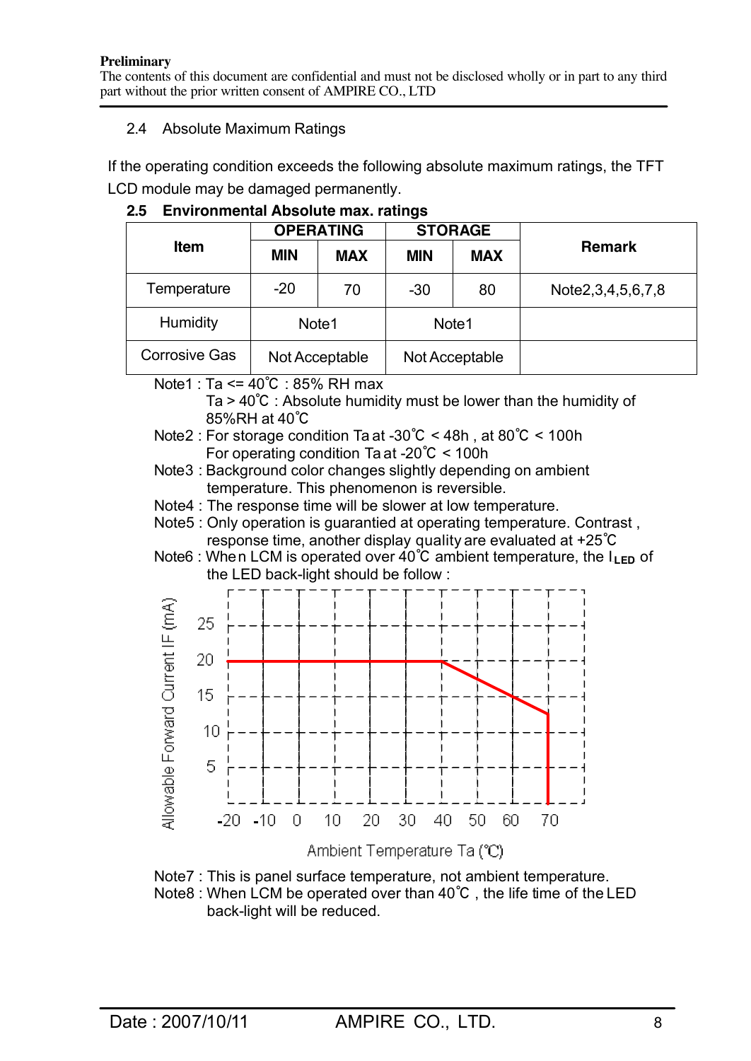**Preliminary**
The contents of this document are confidential and must not be disclosed wholly or in part to any third part without the prior written consent of AMPIRE CO., LTD

## 2.4 Absolute Maximum Ratings

If the operating condition exceeds the following absolute maximum ratings, the TFT LCD module may be damaged permanently.

### 2.5 Environmental Absolute max. ratings

| Item | OPERATING | | STORAGE | | Remark |
|---|---|---|---|---|---|
| | MIN | MAX | MIN | MAX | |
| Temperature | -20 | 70 | -30 | 80 | Note2,3,4,5,6,7,8 |
| Humidity | Note1 | | Note1 | | |
| Corrosive Gas | Not Acceptable | | Not Acceptable | | |

Note1 : Ta <= 40℃ : 85% RH max
Ta > 40℃ : Absolute humidity must be lower than the humidity of 85%RH at 40℃

Note2 : For storage condition Ta at -30℃ < 48h , at 80℃ < 100h
For operating condition Ta at -20℃ < 100h

Note3 : Background color changes slightly depending on ambient temperature. This phenomenon is reversible.

Note4 : The response time will be slower at low temperature.

Note5 : Only operation is guarantied at operating temperature. Contrast , response time, another display quality are evaluated at +25℃

Note6 : When LCM is operated over 40℃ ambient temperature, the $I_{LED}$ of the LED back-light should be follow :

Allowable Forward Current IF (mA) vs. Ambient Temperature Ta (℃)

Note7 : This is panel surface temperature, not ambient temperature.

Note8 : When LCM be operated over than 40℃ , the life time of the LED back-light will be reduced.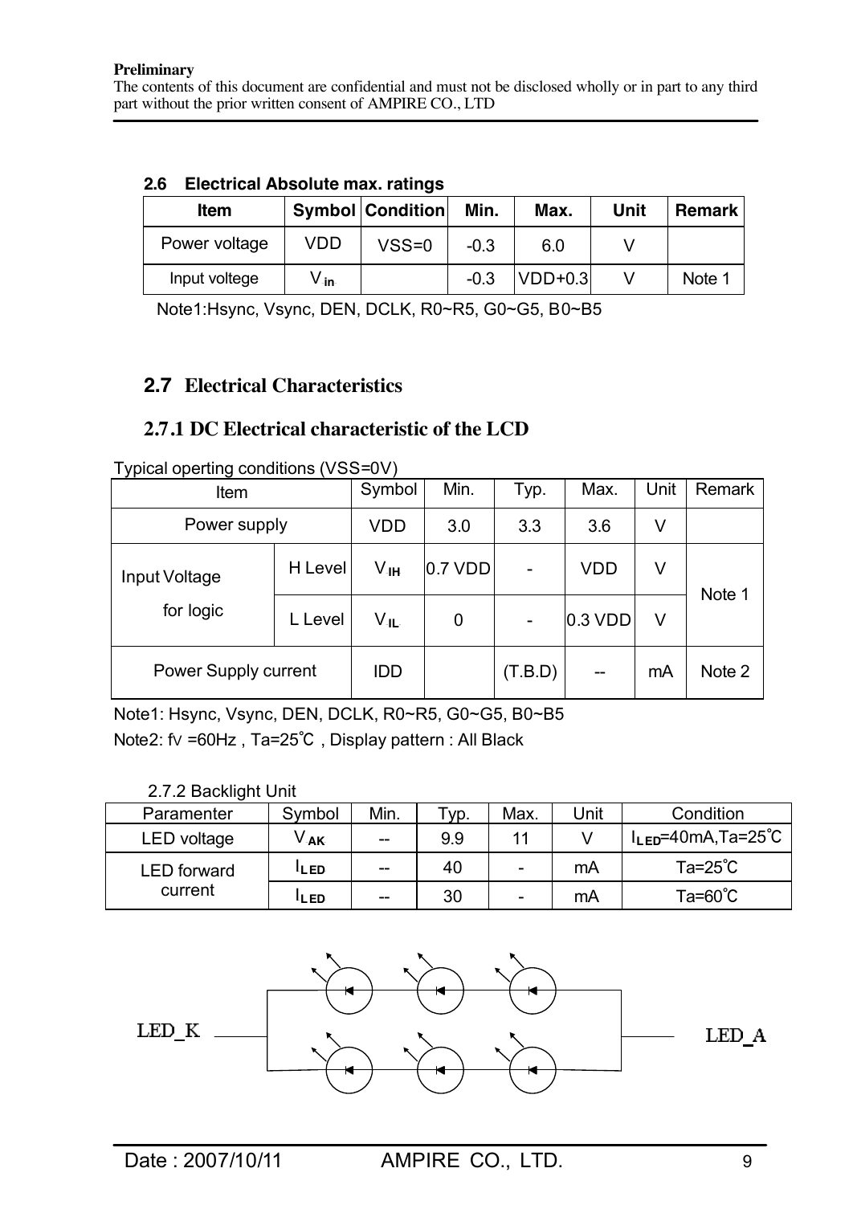**Preliminary**
The contents of this document are confidential and must not be disclosed wholly or in part to any third part without the prior written consent of AMPIRE CO., LTD

### 2.6 Electrical Absolute max. ratings

| Item | Symbol | Condition | Min. | Max. | Unit | Remark |
|---|---|---|---|---|---|---|
| Power voltage | VDD | VSS=0 | -0.3 | 6.0 | V | |
| Input voltege | $V_{in}$ | | -0.3 | VDD+0.3 | V | Note 1 |

Note1:Hsync, Vsync, DEN, DCLK, R0~R5, G0~G5, B0~B5

## 2.7 Electrical Characteristics

### 2.7.1 DC Electrical characteristic of the LCD

Typical operting conditions (VSS=0V)

| Item | | Symbol | Min. | Typ. | Max. | Unit | Remark |
|---|---|---|---|---|---|---|---|
| Power supply | | VDD | 3.0 | 3.3 | 3.6 | V | |
| Input Voltage for logic | H Level | $V_{IH}$ | 0.7 VDD | - | VDD | V | Note 1 |
| | L Level | $V_{IL}$ | 0 | - | 0.3 VDD | V | |
| Power Supply current | | IDD | | (T.B.D) | -- | mA | Note 2 |

Note1: Hsync, Vsync, DEN, DCLK, R0~R5, G0~G5, B0~B5

Note2: fV =60Hz , Ta=25℃ , Display pattern : All Black

2.7.2 Backlight Unit

| Paramenter | Symbol | Min. | Typ. | Max. | Unit | Condition |
|---|---|---|---|---|---|---|
| LED voltage | $V_{AK}$ | -- | 9.9 | 11 | V | $I_{LED}$=40mA,Ta=25℃ |
| LED forward current | $I_{LED}$ | -- | 40 | - | mA | Ta=25℃ |
| | $I_{LED}$ | -- | 30 | - | mA | Ta=60℃ |

LED_K LED_A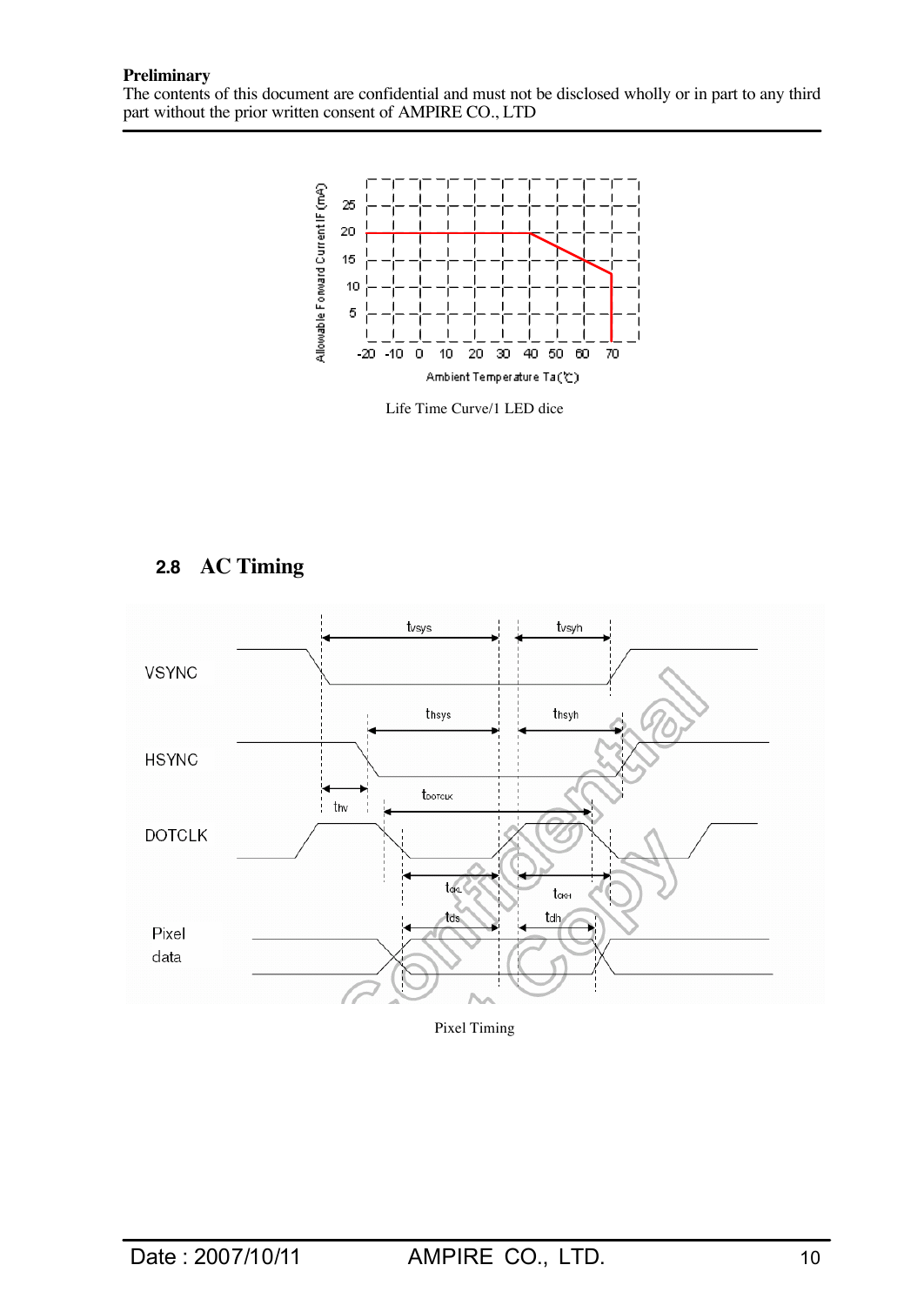Life Time Curve/1 LED dice

## 2.8 AC Timing

Pixel Timing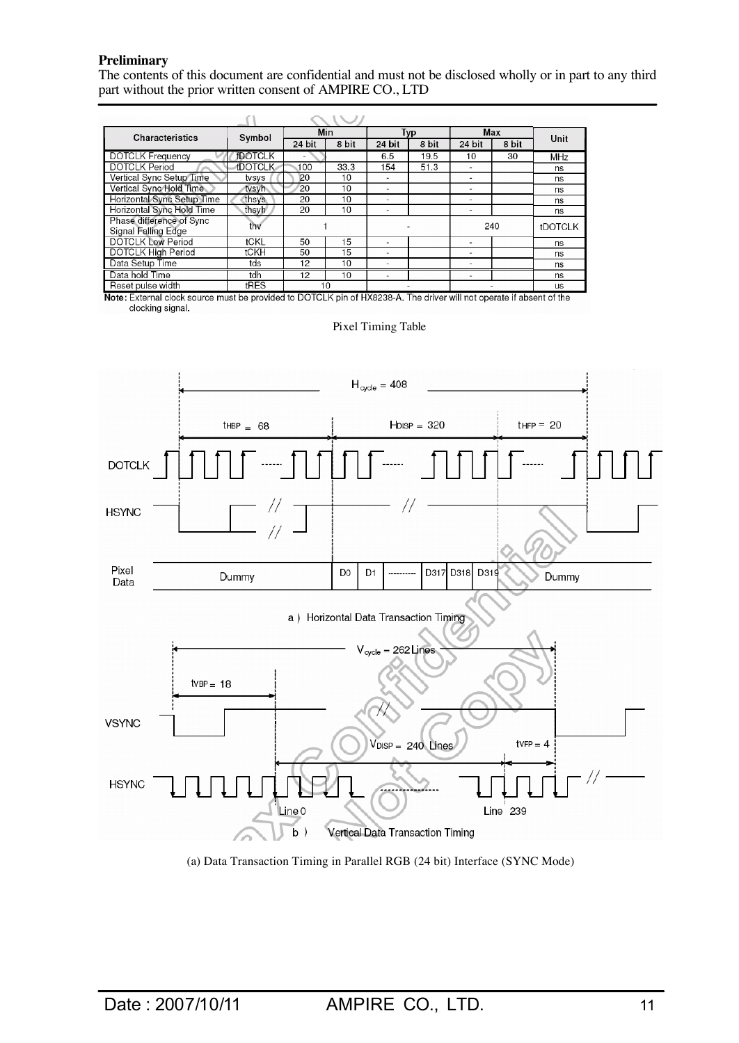**Preliminary**

The contents of this document are confidential and must not be disclosed wholly or in part to any third part without the prior written consent of AMPIRE CO., LTD

| Characteristics | Symbol | Min | | Typ | | Max | | Unit |
|---|---|---|---|---|---|---|---|---|
| | | 24 bit | 8 bit | 24 bit | 8 bit | 24 bit | 8 bit | |
| DOTCLK Frequency | fDOTCLK | - | | 6.5 | 19.5 | 10 | 30 | MHz |
| DOTCLK Period | tDOTCLK | 100 | 33.3 | 154 | 51.3 | - | | ns |
| Vertical Sync Setup Time | tvsys | 20 | 10 | - | | - | | ns |
| Vertical Sync Hold Time | tvsyh | 20 | 10 | - | | - | | ns |
| Horizontal Sync Setup Time | thsys | 20 | 10 | - | | - | | ns |
| Horizontal Sync Hold Time | thsyh | 20 | 10 | - | | - | | ns |
| Phase difference of Sync Signal Falling Edge | thv | 1 | | - | | 240 | | tDOTCLK |
| DOTCLK Low Period | tCKL | 50 | 15 | - | | - | | ns |
| DOTCLK High Period | tCKH | 50 | 15 | - | | - | | ns |
| Data Setup Time | tds | 12 | 10 | - | | - | | ns |
| Data hold Time | tdh | 12 | 10 | - | | - | | ns |
| Reset pulse width | tRES | 10 | | - | | - | | us |

**Note:** External clock source must be provided to DOTCLK pin of HX8238-A. The driver will not operate if absent of the clocking signal.

Pixel Timing Table

$H_{cycle}$ = 408; $t_{HBP}$ = 68; $H_{DISP}$ = 320; $t_{HFP}$ = 20

DOTCLK, HSYNC, Pixel Data: Dummy, D0, D1, ..., D317, D318, D319, Dummy

a ) Horizontal Data Transaction Timing

$V_{cycle}$ = 262 Lines; $t_{VBP}$ = 18; $V_{DISP}$ = 240 Lines; $t_{VFP}$ = 4

VSYNC, HSYNC, Line 0, Line 239

b ) Vertical Data Transaction Timing

(a) Data Transaction Timing in Parallel RGB (24 bit) Interface (SYNC Mode)

Date : 2007/10/11 AMPIRE CO., LTD.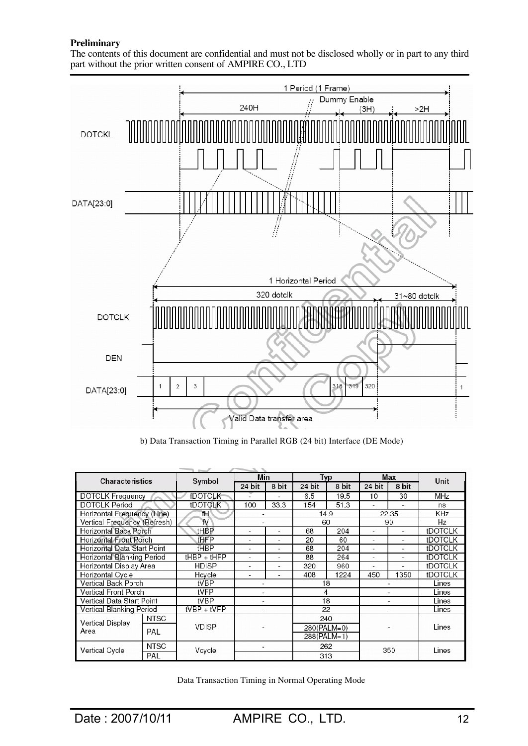**Preliminary**

The contents of this document are confidential and must not be disclosed wholly or in part to any third part without the prior written consent of AMPIRE CO., LTD

b) Data Transaction Timing in Parallel RGB (24 bit) Interface (DE Mode)

| Characteristics | | Symbol | Min | | Typ | | Max | | Unit |
|---|---|---|---|---|---|---|---|---|---|
| | | | 24 bit | 8 bit | 24 bit | 8 bit | 24 bit | 8 bit | |
| DOTCLK Frequency | | fDOTCLK | - | - | 6.5 | 19.5 | 10 | 30 | MHz |
| DOTCLK Period | | tDOTCLK | 100 | 33.3 | 154 | 51.3 | - | - | ns |
| Horizontal Frequency (Line) | | fH | - | | 14.9 | | 22.35 | | KHz |
| Vertical Frequency (Refresh) | | fV | - | | 60 | | 90 | | Hz |
| Horizontal Back Porch | | tHBP | - | - | 68 | 204 | - | - | tDOTCLK |
| Horizontal Front Porch | | tHFP | - | - | 20 | 60 | - | - | tDOTCLK |
| Horizontal Data Start Point | | tHBP | - | - | 68 | 204 | - | - | tDOTCLK |
| Horizontal Blanking Period | | tHBP + tHFP | - | - | 88 | 264 | - | - | tDOTCLK |
| Horizontal Display Area | | HDISP | - | - | 320 | 960 | - | - | tDOTCLK |
| Horizontal Cycle | | Hcycle | - | - | 408 | 1224 | 450 | 1350 | tDOTCLK |
| Vertical Back Porch | | tVBP | - | | 18 | | - | | Lines |
| Vertical Front Porch | | tVFP | - | | 4 | | - | | Lines |
| Vertical Data Start Point | | tVBP | - | | 18 | | - | | Lines |
| Vertical Blanking Period | | tVBP + tVFP | - | | 22 | | - | | Lines |
| Vertical Display Area | NTSC | VDISP | - | | 240 | | - | | Lines |
| | PAL | | | | 280(PALM=0) | | | | |
| | | | | | 288(PALM=1) | | | | |
| Vertical Cycle | NTSC | Vcycle | - | | 262 | | 350 | | Lines |
| | PAL | | | | 313 | | | | |

Data Transaction Timing in Normal Operating Mode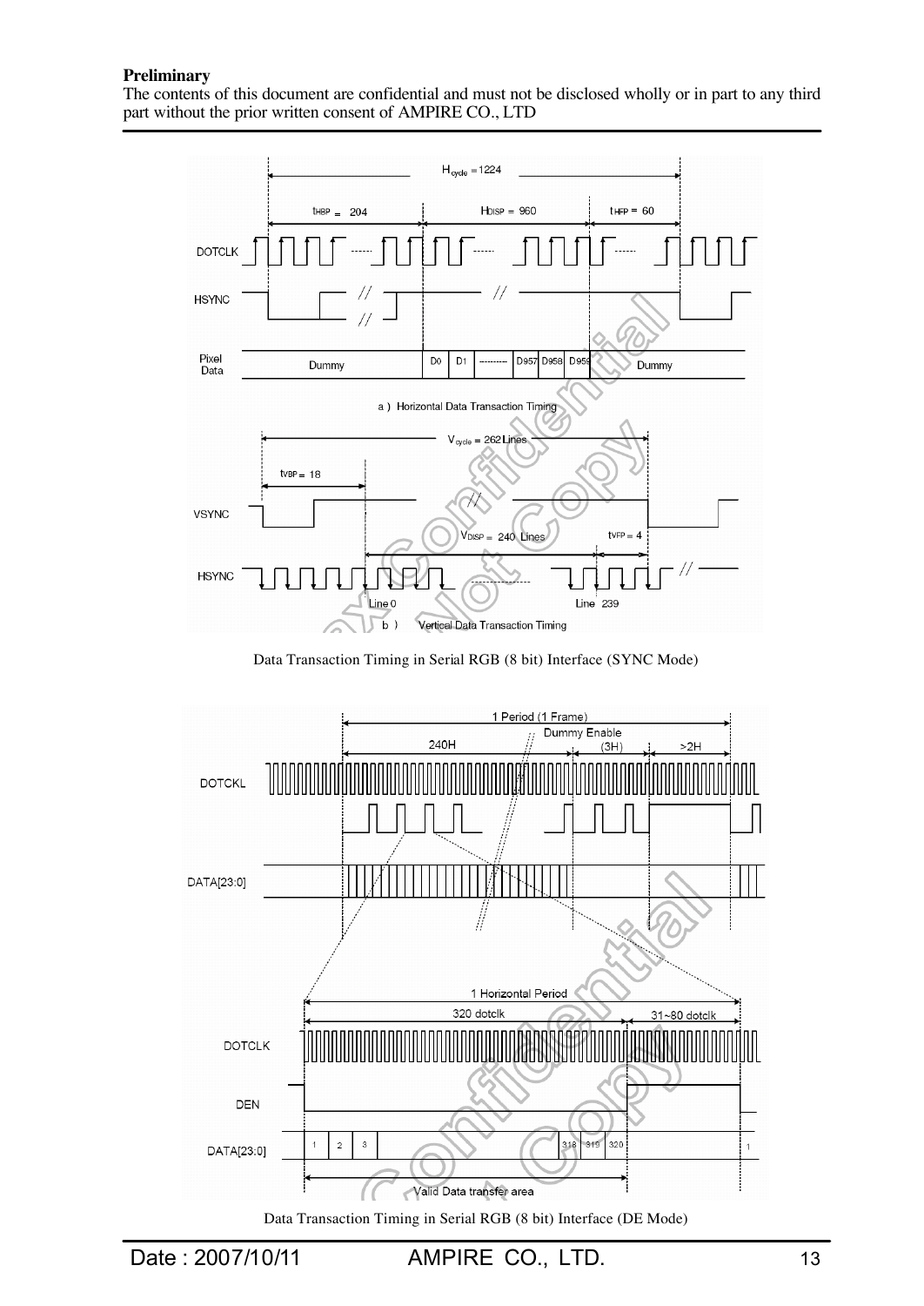**Preliminary**

The contents of this document are confidential and must not be disclosed wholly or in part to any third part without the prior written consent of AMPIRE CO., LTD

a ) Horizontal Data Transaction Timing

b ) Vertical Data Transaction Timing

Data Transaction Timing in Serial RGB (8 bit) Interface (SYNC Mode)

Data Transaction Timing in Serial RGB (8 bit) Interface (DE Mode)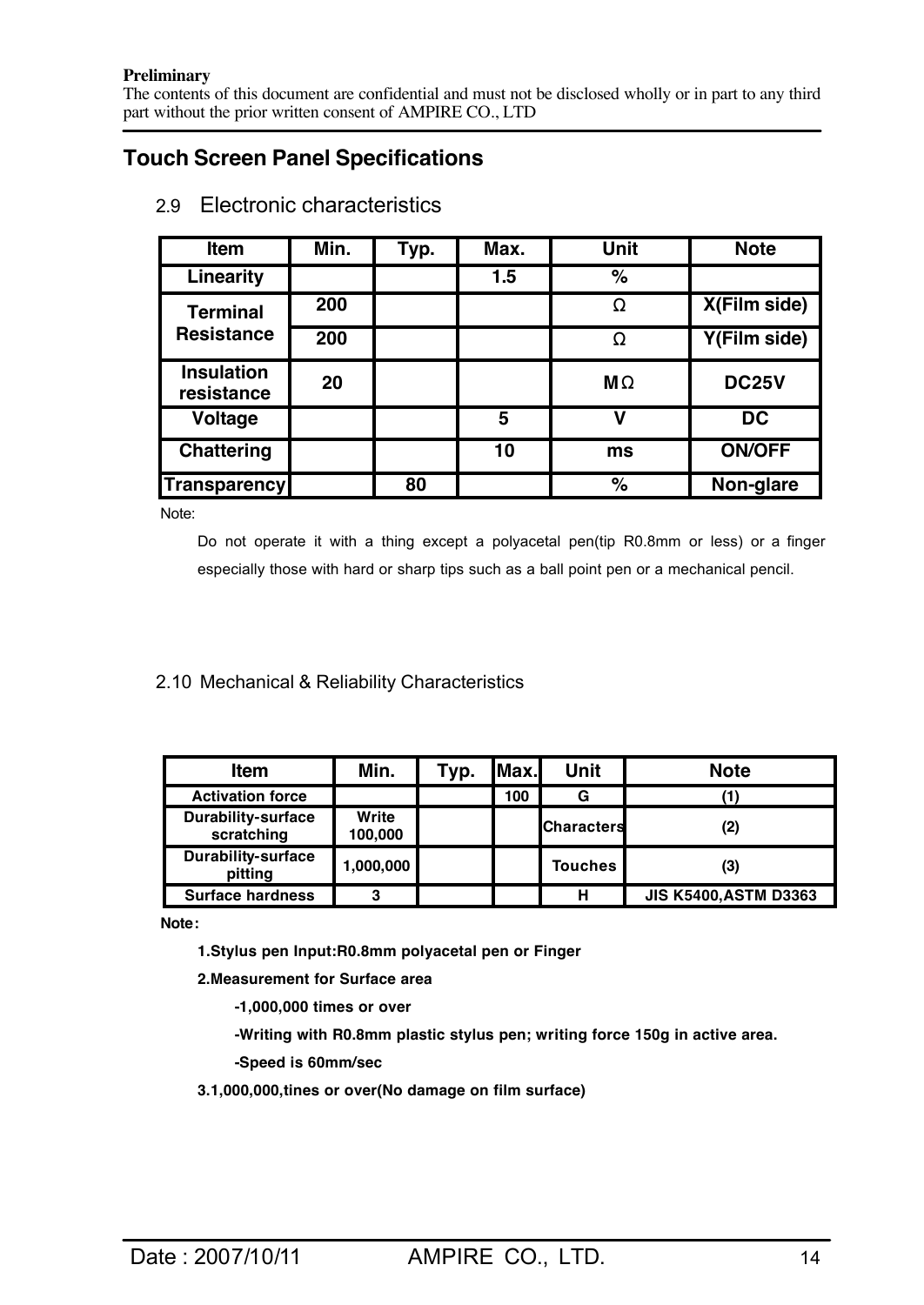**Preliminary**
The contents of this document are confidential and must not be disclosed wholly or in part to any third part without the prior written consent of AMPIRE CO., LTD

## Touch Screen Panel Specifications

### 2.9 Electronic characteristics

| Item | Min. | Typ. | Max. | Unit | Note |
|---|---|---|---|---|---|
| Linearity | | | 1.5 | % | |
| Terminal Resistance | 200 | | | Ω | X(Film side) |
| | 200 | | | Ω | Y(Film side) |
| Insulation resistance | 20 | | | MΩ | DC25V |
| Voltage | | | 5 | V | DC |
| Chattering | | | 10 | ms | ON/OFF |
| Transparency | | 80 | | % | Non-glare |

Note:

Do not operate it with a thing except a polyacetal pen(tip R0.8mm or less) or a finger especially those with hard or sharp tips such as a ball point pen or a mechanical pencil.

### 2.10 Mechanical & Reliability Characteristics

| Item | Min. | Typ. | Max. | Unit | Note |
|---|---|---|---|---|---|
| Activation force | | | 100 | G | (1) |
| Durability-surface scratching | Write 100,000 | | | Characters | (2) |
| Durability-surface pitting | 1,000,000 | | | Touches | (3) |
| Surface hardness | 3 | | | H | JIS K5400,ASTM D3363 |

**Note:**

**1.Stylus pen Input:R0.8mm polyacetal pen or Finger**

**2.Measurement for Surface area**

**-1,000,000 times or over**

**-Writing with R0.8mm plastic stylus pen; writing force 150g in active area.**

**-Speed is 60mm/sec**

**3.1,000,000,tines or over(No damage on film surface)**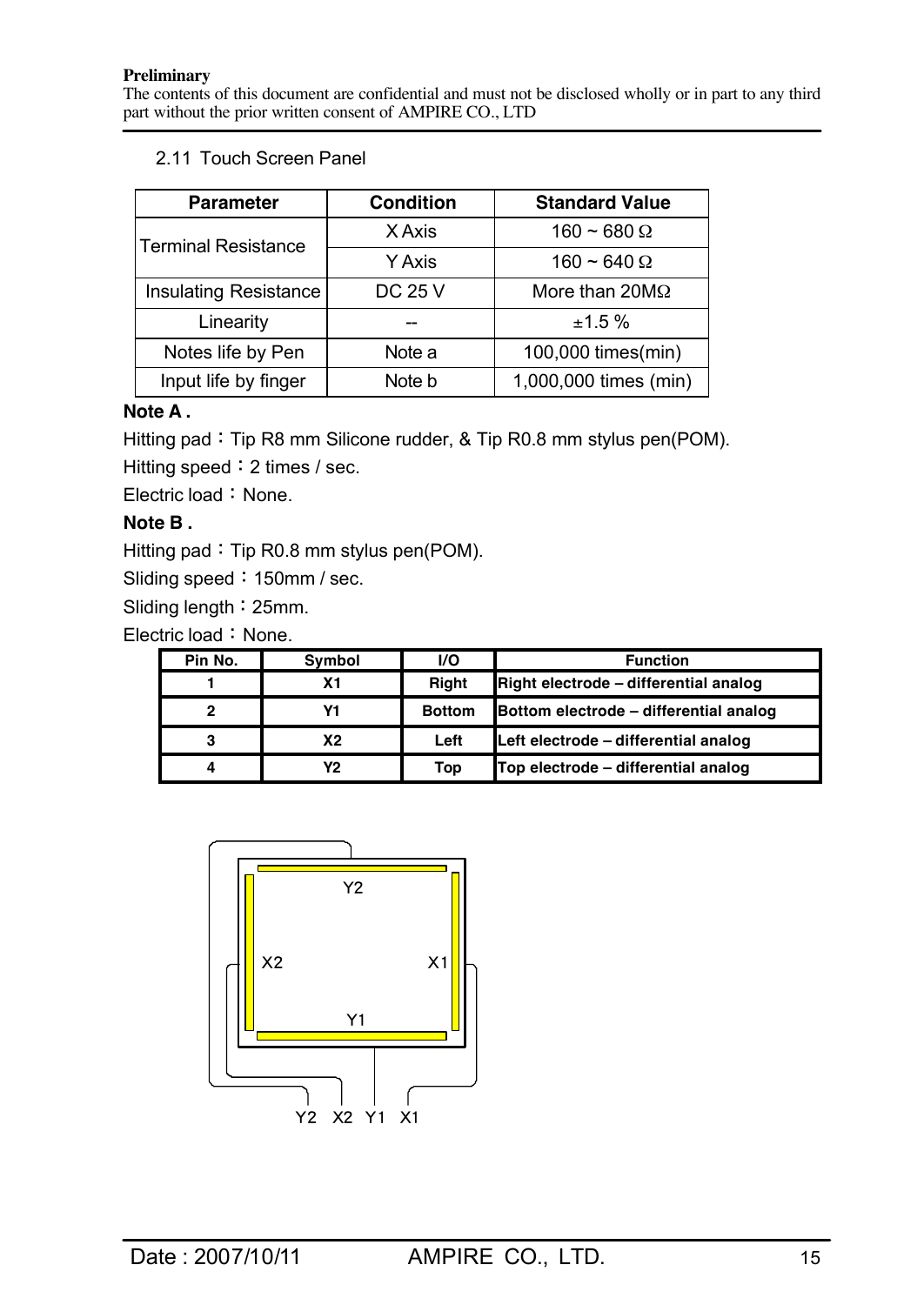## 2.11 Touch Screen Panel

| Parameter | Condition | Standard Value |
|---|---|---|
| Terminal Resistance | X Axis | 160 ~ 680 Ω |
| | Y Axis | 160 ~ 640 Ω |
| Insulating Resistance | DC 25 V | More than 20MΩ |
| Linearity | -- | ±1.5 % |
| Notes life by Pen | Note a | 100,000 times(min) |
| Input life by finger | Note b | 1,000,000 times (min) |

**Note A .**

Hitting pad：Tip R8 mm Silicone rudder, & Tip R0.8 mm stylus pen(POM).

Hitting speed：2 times / sec.

Electric load：None.

**Note B .**

Hitting pad：Tip R0.8 mm stylus pen(POM).

Sliding speed：150mm / sec.

Sliding length：25mm.

Electric load：None.

| Pin No. | Symbol | I/O | Function |
|---|---|---|---|
| 1 | X1 | Right | Right electrode – differential analog |
| 2 | Y1 | Bottom | Bottom electrode – differential analog |
| 3 | X2 | Left | Left electrode – differential analog |
| 4 | Y2 | Top | Top electrode – differential analog |

Y2

X2 X1

Y1

Y2 X2 Y1 X1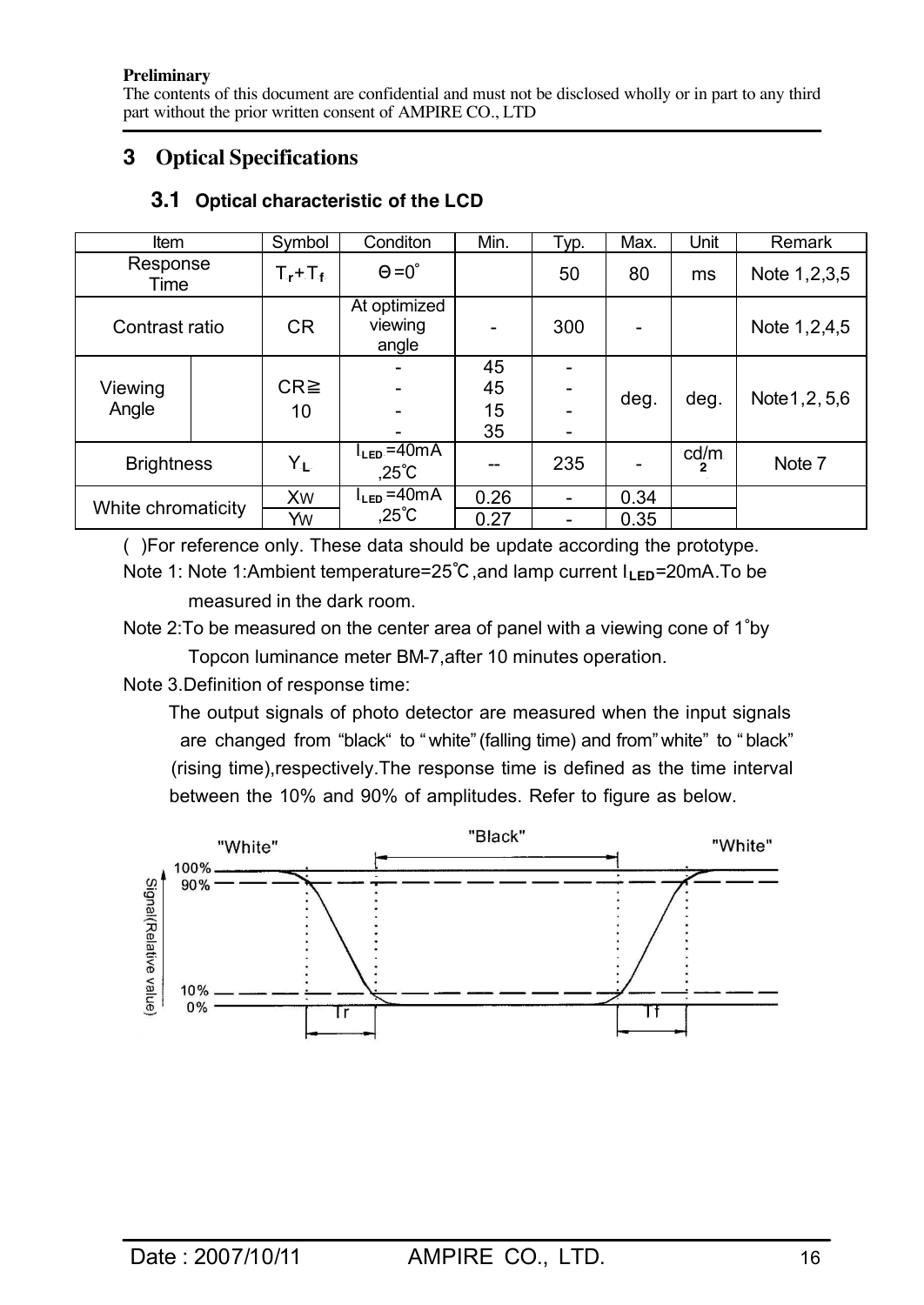**Preliminary**
The contents of this document are confidential and must not be disclosed wholly or in part to any third part without the prior written consent of AMPIRE CO., LTD

## 3 Optical Specifications

### 3.1 Optical characteristic of the LCD

| Item | | Symbol | Conditon | Min. | Typ. | Max. | Unit | Remark |
|---|---|---|---|---|---|---|---|---|
| Response Time | | $T_r+T_f$ | Θ=0° | | 50 | 80 | ms | Note 1,2,3,5 |
| Contrast ratio | | CR | At optimized viewing angle | - | 300 | - | | Note 1,2,4,5 |
| Viewing Angle | | CR≧ 10 | -<br>-<br>-<br>- | 45<br>45<br>15<br>35 | -<br>-<br>-<br>- | deg. | deg. | Note1,2, 5,6 |
| Brightness | | $Y_L$ | $I_{LED}$=40mA ,25℃ | -- | 235 | - | cd/m2 | Note 7 |
| White chromaticity | | Xw | $I_{LED}$=40mA ,25℃ | 0.26 | - | 0.34 | | |
| | | Yw | | 0.27 | - | 0.35 | | |

( )For reference only. These data should be update according the prototype.

Note 1: Note 1:Ambient temperature=25℃,and lamp current $I_{LED}$=20mA.To be measured in the dark room.

Note 2:To be measured on the center area of panel with a viewing cone of 1°by Topcon luminance meter BM-7,after 10 minutes operation.

Note 3.Definition of response time:

The output signals of photo detector are measured when the input signals are changed from "black" to "white" (falling time) and from" white" to "black" (rising time),respectively.The response time is defined as the time interval between the 10% and 90% of amplitudes. Refer to figure as below.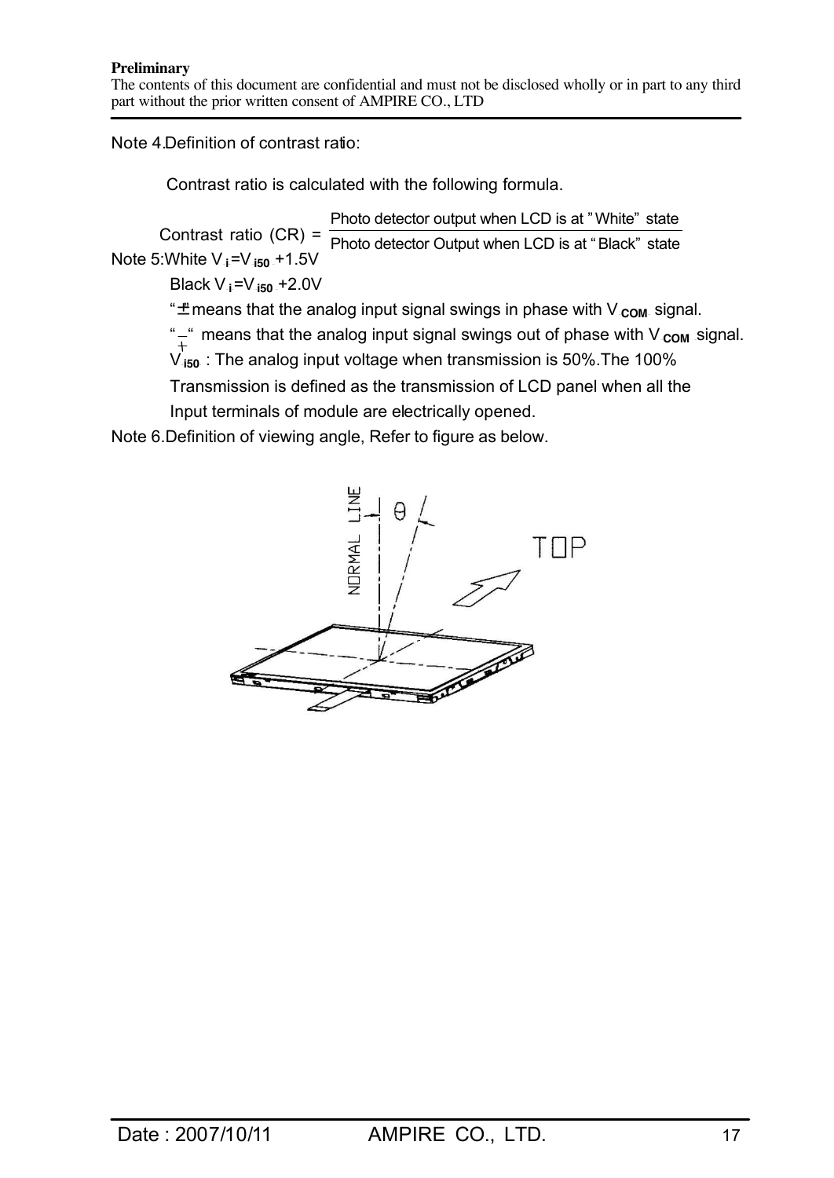Note 4.Definition of contrast ratio:

Contrast ratio is calculated with the following formula.

$$\text{Contrast ratio (CR)} = \frac{\text{Photo detector output when LCD is at "White" state}}{\text{Photo detector Output when LCD is at "Black" state}}$$

Note 5:White $V_i = V_{i50} \pm 1.5V$

Black $V_i = V_{i50} \pm 2.0V$

"$\pm$" means that the analog input signal swings in phase with $V_{COM}$ signal.

"$\mp$" means that the analog input signal swings out of phase with $V_{COM}$ signal.

$V_{i50}$ : The analog input voltage when transmission is 50%.The 100% Transmission is defined as the transmission of LCD panel when all the Input terminals of module are electrically opened.

Note 6.Definition of viewing angle, Refer to figure as below.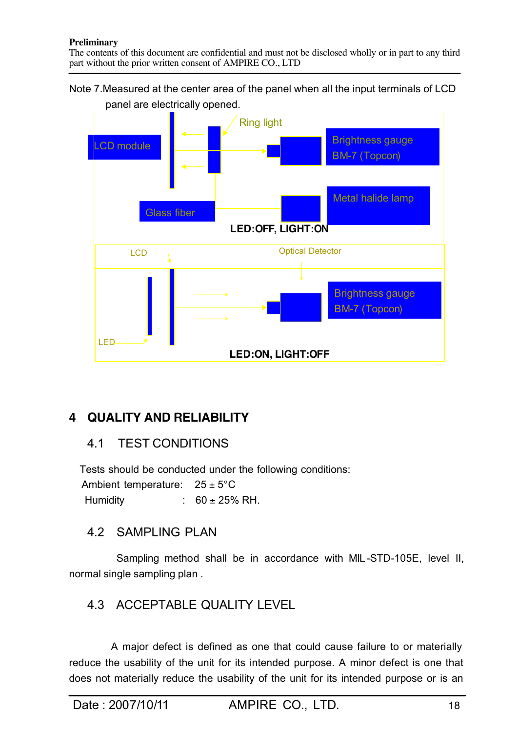Note 7.Measured at the center area of the panel when all the input terminals of LCD panel are electrically opened.

LCD module

Ring light

Brightness gauge BM-7 (Topcon)

Glass fiber

Metal halide lamp

**LED:OFF, LIGHT:ON**

LCD

Optical Detector

Brightness gauge BM-7 (Topcon)

LED

**LED:ON, LIGHT:OFF**

# 4 QUALITY AND RELIABILITY

## 4.1 TEST CONDITIONS

Tests should be conducted under the following conditions:

Ambient temperature: 25 ± 5°C

Humidity : 60 ± 25% RH.

## 4.2 SAMPLING PLAN

Sampling method shall be in accordance with MIL-STD-105E, level II, normal single sampling plan .

## 4.3 ACCEPTABLE QUALITY LEVEL

A major defect is defined as one that could cause failure to or materially reduce the usability of the unit for its intended purpose. A minor defect is one that does not materially reduce the usability of the unit for its intended purpose or is an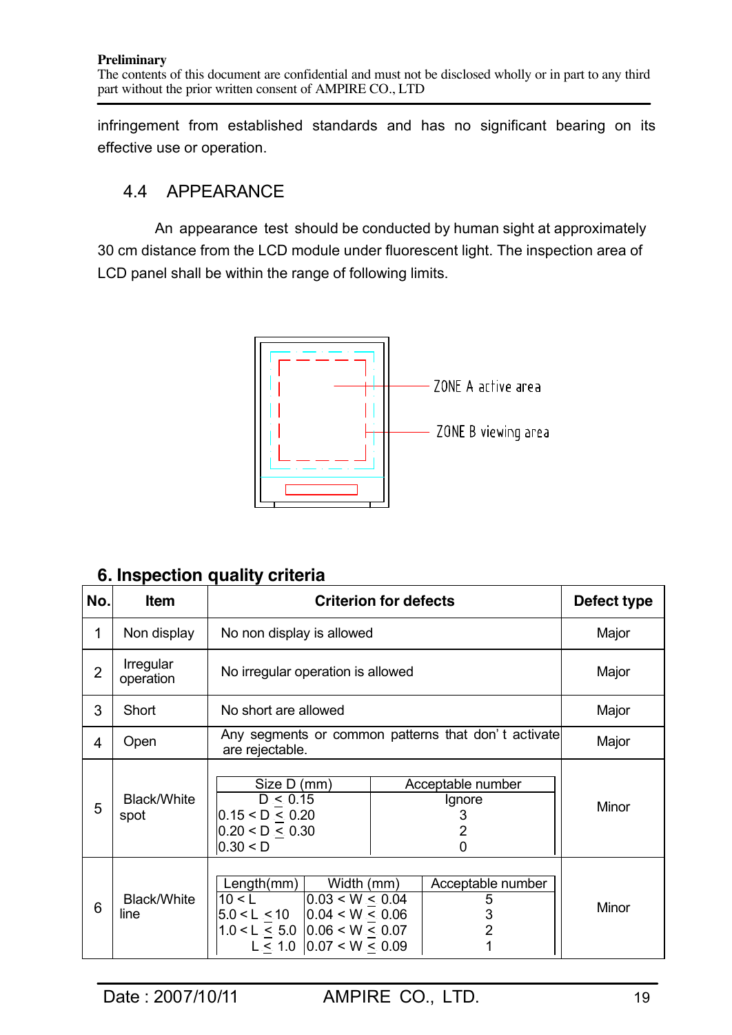infringement from established standards and has no significant bearing on its effective use or operation.

### 4.4 APPEARANCE

An appearance test should be conducted by human sight at approximately 30 cm distance from the LCD module under fluorescent light. The inspection area of LCD panel shall be within the range of following limits.

ZONE A active area

ZONE B viewing area

## 6. Inspection quality criteria

| No. | Item | Criterion for defects | Defect type |
|---|---|---|---|
| 1 | Non display | No non display is allowed | Major |
| 2 | Irregular operation | No irregular operation is allowed | Major |
| 3 | Short | No short are allowed | Major |
| 4 | Open | Any segments or common patterns that don't activate are rejectable. | Major |
| 5 | Black/White spot | Size D (mm) / Acceptable number:<br>D ≤ 0.15 — Ignore<br>0.15 < D ≤ 0.20 — 3<br>0.20 < D ≤ 0.30 — 2<br>0.30 < D — 0 | Minor |
| 6 | Black/White line | Length(mm) / Width (mm) / Acceptable number:<br>10 < L — 0.03 < W ≤ 0.04 — 5<br>5.0 < L ≤ 10 — 0.04 < W ≤ 0.06 — 3<br>1.0 < L ≤ 5.0 — 0.06 < W ≤ 0.07 — 2<br>L ≤ 1.0 — 0.07 < W ≤ 0.09 — 1 | Minor |

Date : 2007/10/11 AMPIRE CO., LTD.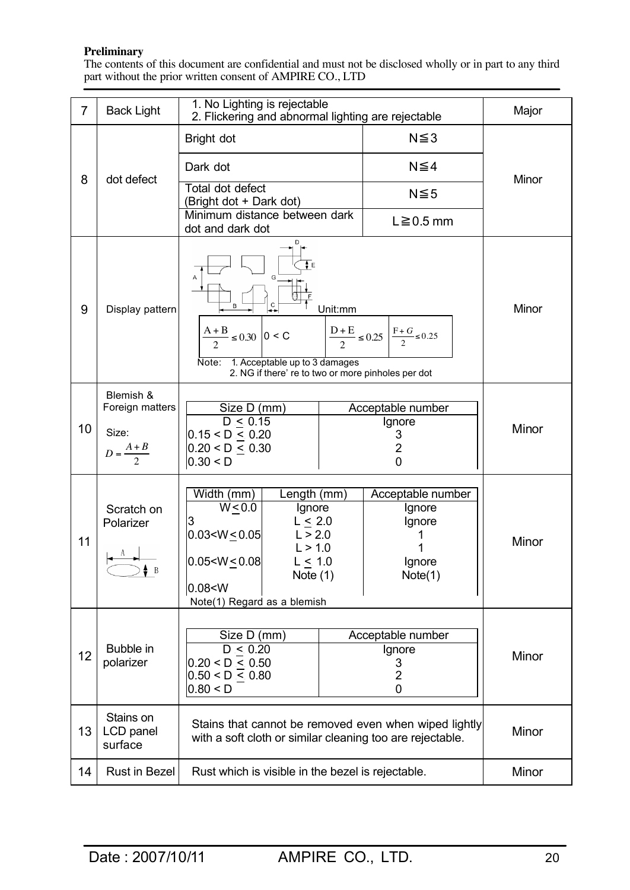**Preliminary**
The contents of this document are confidential and must not be disclosed wholly or in part to any third part without the prior written consent of AMPIRE CO., LTD

| | | | |
|---|---|---|---|
| 7 | Back Light | 1. No Lighting is rejectable<br>2. Flickering and abnormal lighting are rejectable | Major |
| 8 | dot defect | Bright dot: N≦3<br>Dark dot: N≦4<br>Total dot defect (Bright dot + Dark dot): N≦5<br>Minimum distance between dark dot and dark dot: L≧0.5 mm | Minor |
| 9 | Display pattern | Unit:mm<br>$\frac{A+B}{2} \leq 0.30$ \| $0 < C$ \| $\frac{D+E}{2} \leq 0.25$ \| $\frac{F+G}{2} \leq 0.25$<br>Note: 1. Acceptable up to 3 damages<br>2. NG if there' re to two or more pinholes per dot | Minor |
| 10 | Blemish & Foreign matters<br>Size: $D = \frac{A+B}{2}$ | Size D (mm) / Acceptable number:<br>$D \leq 0.15$: Ignore<br>$0.15 < D \leq 0.20$: 3<br>$0.20 < D \leq 0.30$: 2<br>$0.30 < D$: 0 | Minor |
| 11 | Scratch on Polarizer | Width (mm) / Length (mm) / Acceptable number:<br>$W \leq 0.03$: Ignore / Ignore<br>$0.03 < W \leq 0.05$: $L \leq 2.0$ / Ignore; $L > 2.0$ / 1<br>$0.05 < W \leq 0.08$: $L > 1.0$ / 1; $L \leq 1.0$ / Ignore<br>$0.08 < W$: Note (1) / Note(1)<br>Note(1) Regard as a blemish | Minor |
| 12 | Bubble in polarizer | Size D (mm) / Acceptable number:<br>$D \leq 0.20$: Ignore<br>$0.20 < D \leq 0.50$: 3<br>$0.50 < D \leq 0.80$: 2<br>$0.80 < D$: 0 | Minor |
| 13 | Stains on LCD panel surface | Stains that cannot be removed even when wiped lightly with a soft cloth or similar cleaning too are rejectable. | Minor |
| 14 | Rust in Bezel | Rust which is visible in the bezel is rejectable. | Minor |

Date : 2007/10/11 AMPIRE CO., LTD.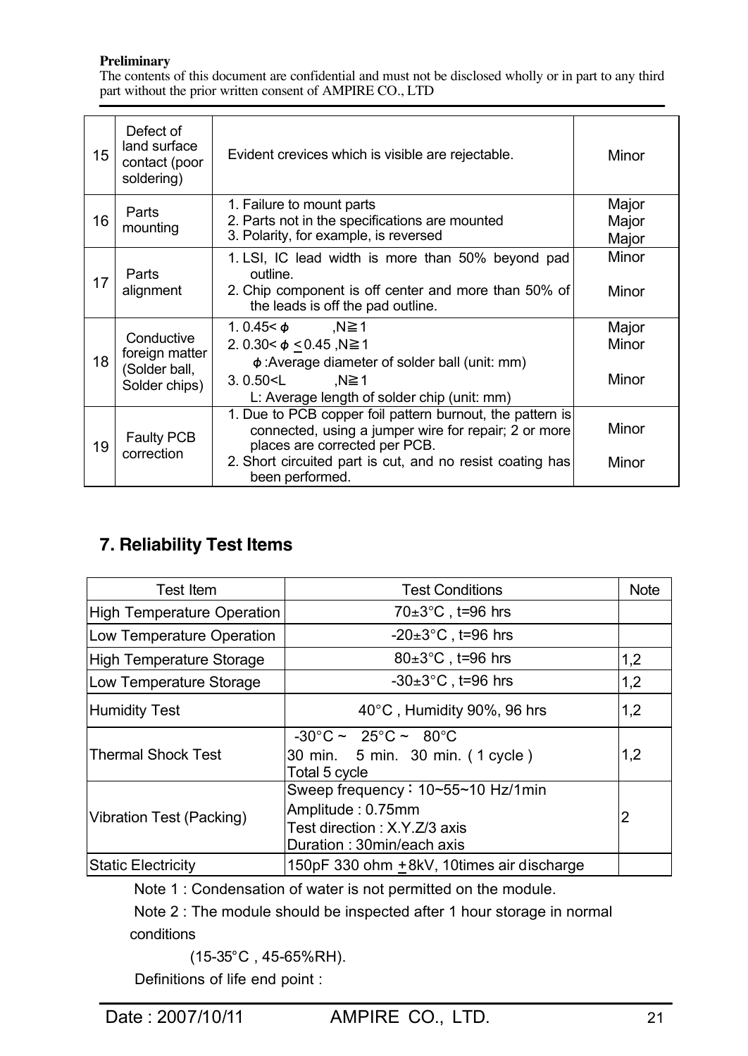| 15 | Defect of land surface contact (poor soldering) | Evident crevices which is visible are rejectable. | Minor |
|---|---|---|---|
| 16 | Parts mounting | 1. Failure to mount parts<br>2. Parts not in the specifications are mounted<br>3. Polarity, for example, is reversed | Major<br>Major<br>Major |
| 17 | Parts alignment | 1. LSI, IC lead width is more than 50% beyond pad outline.<br>2. Chip component is off center and more than 50% of the leads is off the pad outline. | Minor<br>Minor |
| 18 | Conductive foreign matter (Solder ball, Solder chips) | 1. 0.45< ϕ ,N≧1<br>2. 0.30< ϕ ≤0.45 ,N≧1<br>ϕ :Average diameter of solder ball (unit: mm)<br>3. 0.50<L ,N≧1<br>L: Average length of solder chip (unit: mm) | Major<br>Minor<br><br>Minor |
| 19 | Faulty PCB correction | 1. Due to PCB copper foil pattern burnout, the pattern is connected, using a jumper wire for repair; 2 or more places are corrected per PCB.<br>2. Short circuited part is cut, and no resist coating has been performed. | Minor<br>Minor |

## 7. Reliability Test Items

| Test Item | Test Conditions | Note |
|---|---|---|
| High Temperature Operation | 70±3°C , t=96 hrs | |
| Low Temperature Operation | -20±3°C , t=96 hrs | |
| High Temperature Storage | 80±3°C , t=96 hrs | 1,2 |
| Low Temperature Storage | -30±3°C , t=96 hrs | 1,2 |
| Humidity Test | 40°C , Humidity 90%, 96 hrs | 1,2 |
| Thermal Shock Test | -30°C ~ 25°C ~ 80°C<br>30 min. 5 min. 30 min. ( 1 cycle )<br>Total 5 cycle | 1,2 |
| Vibration Test (Packing) | Sweep frequency：10~55~10 Hz/1min<br>Amplitude : 0.75mm<br>Test direction : X.Y.Z/3 axis<br>Duration : 30min/each axis | 2 |
| Static Electricity | 150pF 330 ohm ±8kV, 10times air discharge | |

Note 1 : Condensation of water is not permitted on the module.

Note 2 : The module should be inspected after 1 hour storage in normal conditions

(15-35°C , 45-65%RH).

Definitions of life end point :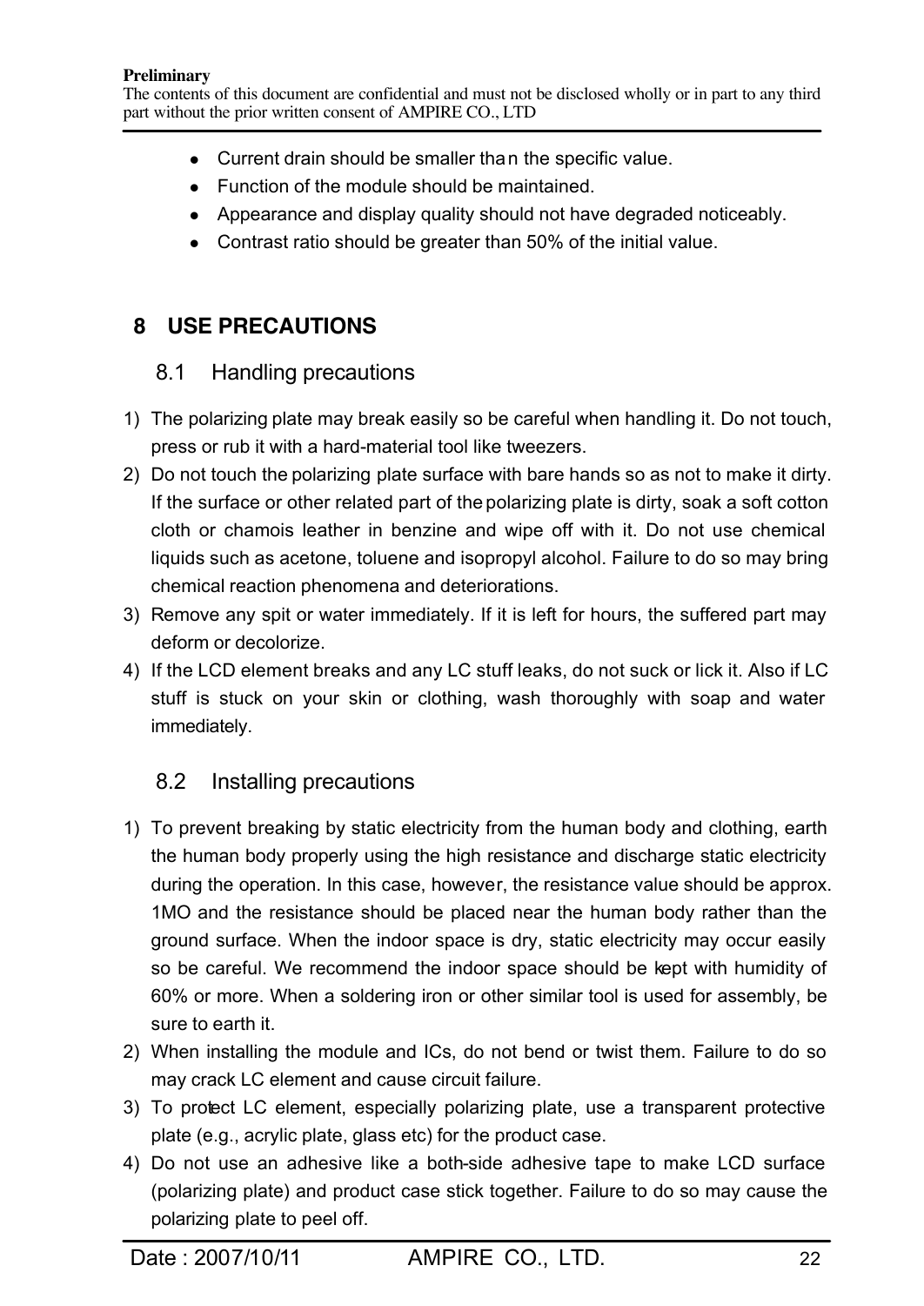- Current drain should be smaller than the specific value.
- Function of the module should be maintained.
- Appearance and display quality should not have degraded noticeably.
- Contrast ratio should be greater than 50% of the initial value.

# 8 USE PRECAUTIONS

## 8.1 Handling precautions

1) The polarizing plate may break easily so be careful when handling it. Do not touch, press or rub it with a hard-material tool like tweezers.
2) Do not touch the polarizing plate surface with bare hands so as not to make it dirty. If the surface or other related part of the polarizing plate is dirty, soak a soft cotton cloth or chamois leather in benzine and wipe off with it. Do not use chemical liquids such as acetone, toluene and isopropyl alcohol. Failure to do so may bring chemical reaction phenomena and deteriorations.
3) Remove any spit or water immediately. If it is left for hours, the suffered part may deform or decolorize.
4) If the LCD element breaks and any LC stuff leaks, do not suck or lick it. Also if LC stuff is stuck on your skin or clothing, wash thoroughly with soap and water immediately.

## 8.2 Installing precautions

1) To prevent breaking by static electricity from the human body and clothing, earth the human body properly using the high resistance and discharge static electricity during the operation. In this case, however, the resistance value should be approx. 1MO and the resistance should be placed near the human body rather than the ground surface. When the indoor space is dry, static electricity may occur easily so be careful. We recommend the indoor space should be kept with humidity of 60% or more. When a soldering iron or other similar tool is used for assembly, be sure to earth it.
2) When installing the module and ICs, do not bend or twist them. Failure to do so may crack LC element and cause circuit failure.
3) To protect LC element, especially polarizing plate, use a transparent protective plate (e.g., acrylic plate, glass etc) for the product case.
4) Do not use an adhesive like a both-side adhesive tape to make LCD surface (polarizing plate) and product case stick together. Failure to do so may cause the polarizing plate to peel off.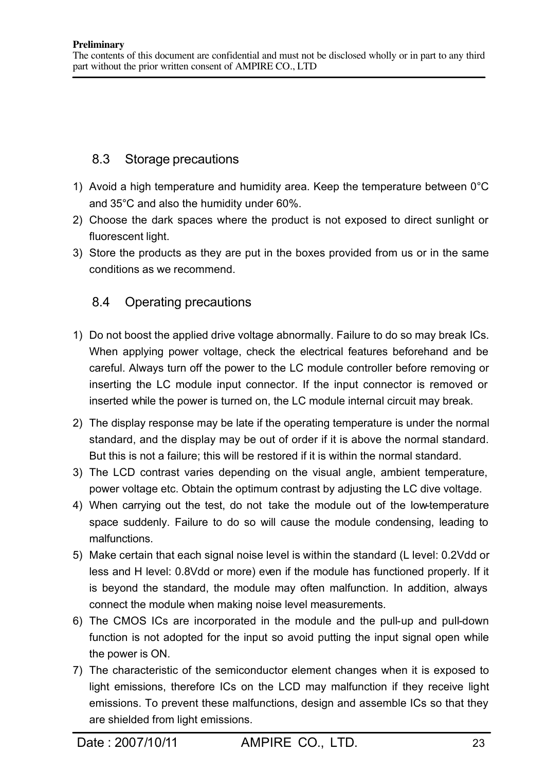## 8.3 Storage precautions

1) Avoid a high temperature and humidity area. Keep the temperature between 0°C and 35°C and also the humidity under 60%.
2) Choose the dark spaces where the product is not exposed to direct sunlight or fluorescent light.
3) Store the products as they are put in the boxes provided from us or in the same conditions as we recommend.

## 8.4 Operating precautions

1) Do not boost the applied drive voltage abnormally. Failure to do so may break ICs. When applying power voltage, check the electrical features beforehand and be careful. Always turn off the power to the LC module controller before removing or inserting the LC module input connector. If the input connector is removed or inserted while the power is turned on, the LC module internal circuit may break.
2) The display response may be late if the operating temperature is under the normal standard, and the display may be out of order if it is above the normal standard. But this is not a failure; this will be restored if it is within the normal standard.
3) The LCD contrast varies depending on the visual angle, ambient temperature, power voltage etc. Obtain the optimum contrast by adjusting the LC dive voltage.
4) When carrying out the test, do not take the module out of the low-temperature space suddenly. Failure to do so will cause the module condensing, leading to malfunctions.
5) Make certain that each signal noise level is within the standard (L level: 0.2Vdd or less and H level: 0.8Vdd or more) even if the module has functioned properly. If it is beyond the standard, the module may often malfunction. In addition, always connect the module when making noise level measurements.
6) The CMOS ICs are incorporated in the module and the pull-up and pull-down function is not adopted for the input so avoid putting the input signal open while the power is ON.
7) The characteristic of the semiconductor element changes when it is exposed to light emissions, therefore ICs on the LCD may malfunction if they receive light emissions. To prevent these malfunctions, design and assemble ICs so that they are shielded from light emissions.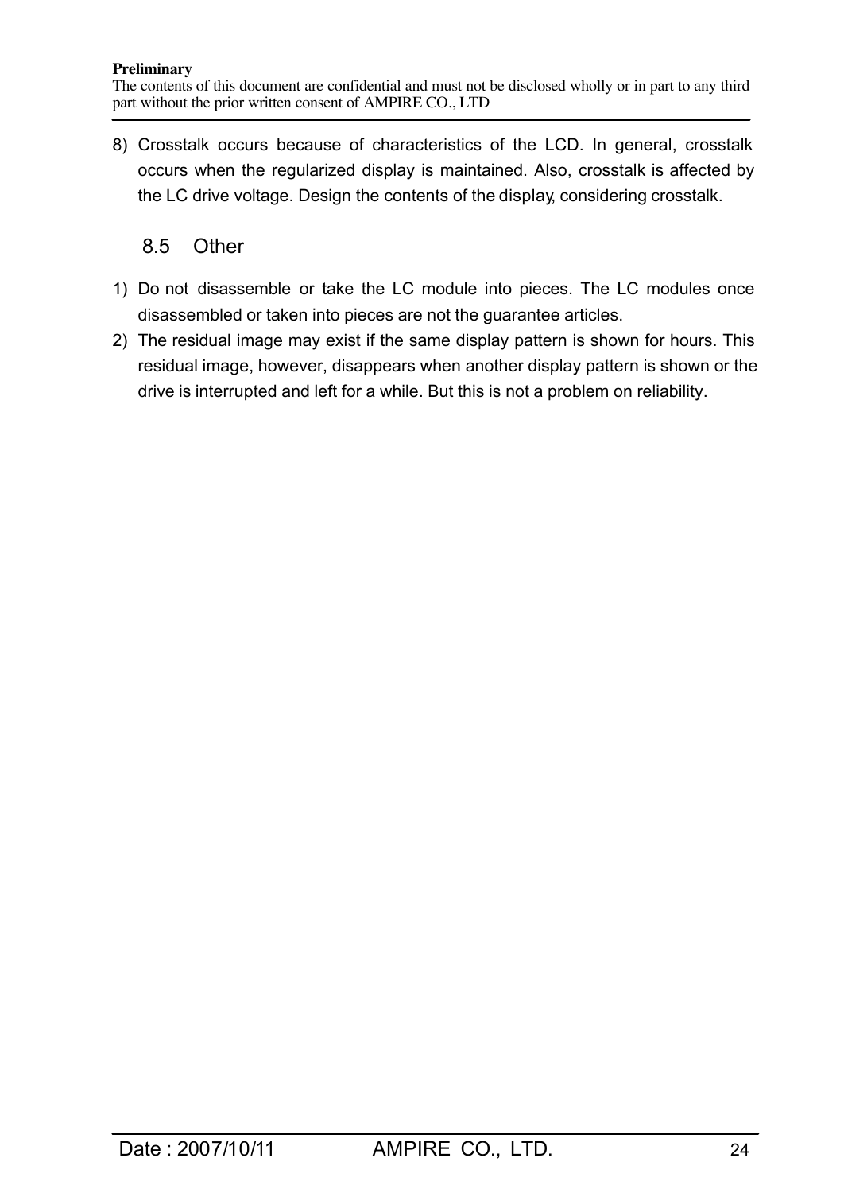8) Crosstalk occurs because of characteristics of the LCD. In general, crosstalk occurs when the regularized display is maintained. Also, crosstalk is affected by the LC drive voltage. Design the contents of the display, considering crosstalk.

## 8.5 Other

1) Do not disassemble or take the LC module into pieces. The LC modules once disassembled or taken into pieces are not the guarantee articles.
2) The residual image may exist if the same display pattern is shown for hours. This residual image, however, disappears when another display pattern is shown or the drive is interrupted and left for a while. But this is not a problem on reliability.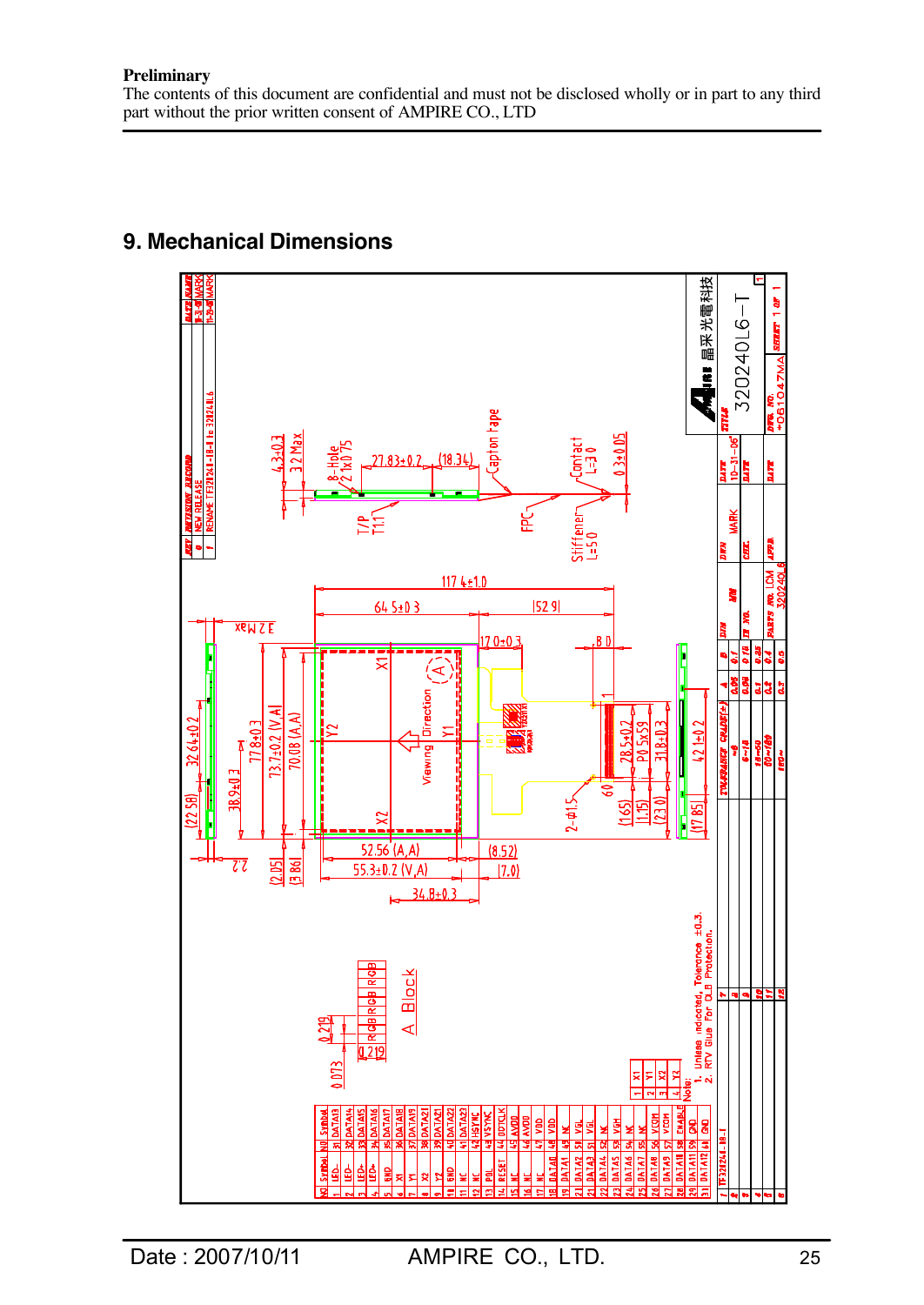**Preliminary**
The contents of this document are confidential and must not be disclosed wholly or in part to any third part without the prior written consent of AMPIRE CO., LTD

## 9. Mechanical Dimensions

117.4±1.0
64.5±0.3
[52.9]
17.0±0.3
8.0
32.64±0.2
(22.58)
38.9±0.3
77.8±0.3
73.7±0.2 (V.A)
70.08 (A.A)
52.56 (A.A)
55.3±0.2 (V.A)
34.8±0.3
(8.52)
(7.0)
(2.05)
(3.86)
2.2
3.2 Max
4.3±0.3
3.2 Max
8-Hole
2.1x0.75
27.83±0.2
(18.34)
Caption Tape
T/P
T1.1
FPC
Contact
L=3.0
Stiffener
L=5.0
0.3±0.05
X1 Y2 Y1 X2
Viewing Direction
(A)
28.5±0.2
P0.5x59
31.8±0.3
42.1±0.2
60
1
2-φ1.5
(16.5)
(1.15)
(23.0)
(17.85)

A Block
0.219
0.073
0.219
RGB RGB RGB

| NO | Symbol | NO | Symbol |
|---|---|---|---|
| 1 | LED- | 31 | DATA13 |
| 2 | LED- | 32 | DATA14 |
| 3 | LED+ | 33 | DATA15 |
| 4 | LED+ | 34 | DATA16 |
| 5 | GND | 35 | DATA17 |
| 6 | X1 | 36 | DATA18 |
| 7 | Y1 | 37 | DATA19 |
| 8 | X2 | 38 | DATA21 |
| 9 | Y2 | 39 | DATA21 |
| 10 | GND | 40 | DATA22 |
| 11 | NC | 41 | DATA23 |
| 12 | NC | 42 | HSYNC |
| 13 | POL | 43 | VSYNC |
| 14 | RESET | 44 | DOTCLK |
| 15 | NC | 45 | AVDD |
| 16 | NC | 46 | AVDD |
| 17 | NC | 47 | VDD |
| 18 | DATA0 | 48 | VDD |
| 19 | DATA1 | 49 | NC |
| 20 | DATA2 | 50 | VGL |
| 21 | DATA3 | 51 | VGL |
| 22 | DATA4 | 52 | NC |
| 23 | DATA5 | 53 | VGH |
| 24 | DATA6 | 54 | NC |
| 25 | DATA7 | 55 | NC |
| 26 | DATA8 | 56 | VCOM |
| 27 | DATA9 | 57 | VCOM |
| 28 | DATA10 | 58 | ENABLE |
| 29 | DATA11 | 59 | GND |
| 30 | DATA12 | 60 | GND |

| | |
|---|---|
| 1 | X1 |
| 2 | Y1 |
| 3 | X2 |
| 4 | Y2 |

Note:
1. Unless indicated, Tolerance ±0.3.
2. RTV Glue For OLB Protection.

| REV | REVISION RECORD | DATE | MARK |
|---|---|---|---|
| 0 | NEW RELEASE | 10-31-06 | MARK |
| 1 | RENAME TF32124L-18-II to 320240L6 | 11-20-06 | MARK |

| TOLERANCE GRADE(±) | A | B |
|---|---|---|
| ~6 | 0.05 | 0.1 |
| 6~18 | 0.08 | 0.15 |
| 18~50 | 0.1 | 0.25 |
| 50~180 | 0.2 | 0.4 |
| 180~ | 0.3 | 0.5 |

DIM: MM
DWN: MARK, DATE: 10-31-06
CHK.
IN NO.
PARTS NO. LCM 320240L6
APPR.
TITLE: 晶采光電科技 320240L6-T
DWG. NO. *061047MA
SHEET 1 OF 1
1 TF32124L-18-I